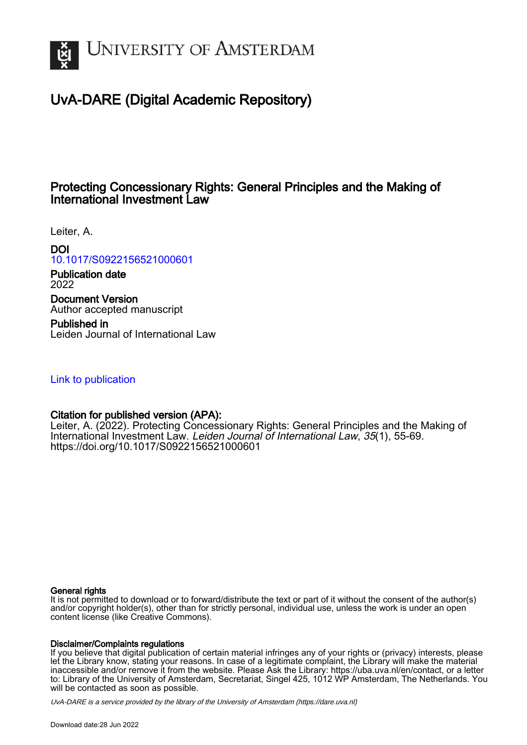# University of Amsterdam

## UvA-DARE (Digital Academic Repository)

# Protecting Concessionary Rights: General Principles and the Making of International Investment Law

Leiter, A.

**DOI**
10.1017/S0922156521000601

**Publication date**
2022

**Document Version**
Author accepted manuscript

**Published in**
Leiden Journal of International Law

Link to publication

**Citation for published version (APA):**
Leiter, A. (2022). Protecting Concessionary Rights: General Principles and the Making of International Investment Law. *Leiden Journal of International Law*, *35*(1), 55-69. https://doi.org/10.1017/S0922156521000601

**General rights**
It is not permitted to download or to forward/distribute the text or part of it without the consent of the author(s) and/or copyright holder(s), other than for strictly personal, individual use, unless the work is under an open content license (like Creative Commons).

**Disclaimer/Complaints regulations**
If you believe that digital publication of certain material infringes any of your rights or (privacy) interests, please let the Library know, stating your reasons. In case of a legitimate complaint, the Library will make the material inaccessible and/or remove it from the website. Please Ask the Library: https://uba.uva.nl/en/contact, or a letter to: Library of the University of Amsterdam, Secretariat, Singel 425, 1012 WP Amsterdam, The Netherlands. You will be contacted as soon as possible.

*UvA-DARE is a service provided by the library of the University of Amsterdam (https://dare.uva.nl)*

Download date:28 Jun 2022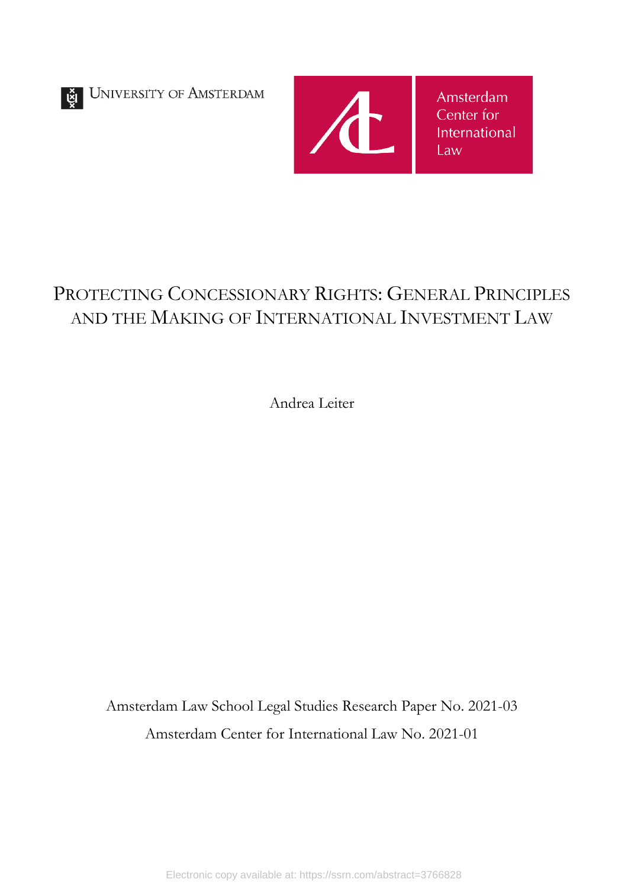UNIVERSITY OF AMSTERDAM

Amsterdam Center for International Law

# PROTECTING CONCESSIONARY RIGHTS: GENERAL PRINCIPLES AND THE MAKING OF INTERNATIONAL INVESTMENT LAW

Andrea Leiter

Amsterdam Law School Legal Studies Research Paper No. 2021-03

Amsterdam Center for International Law No. 2021-01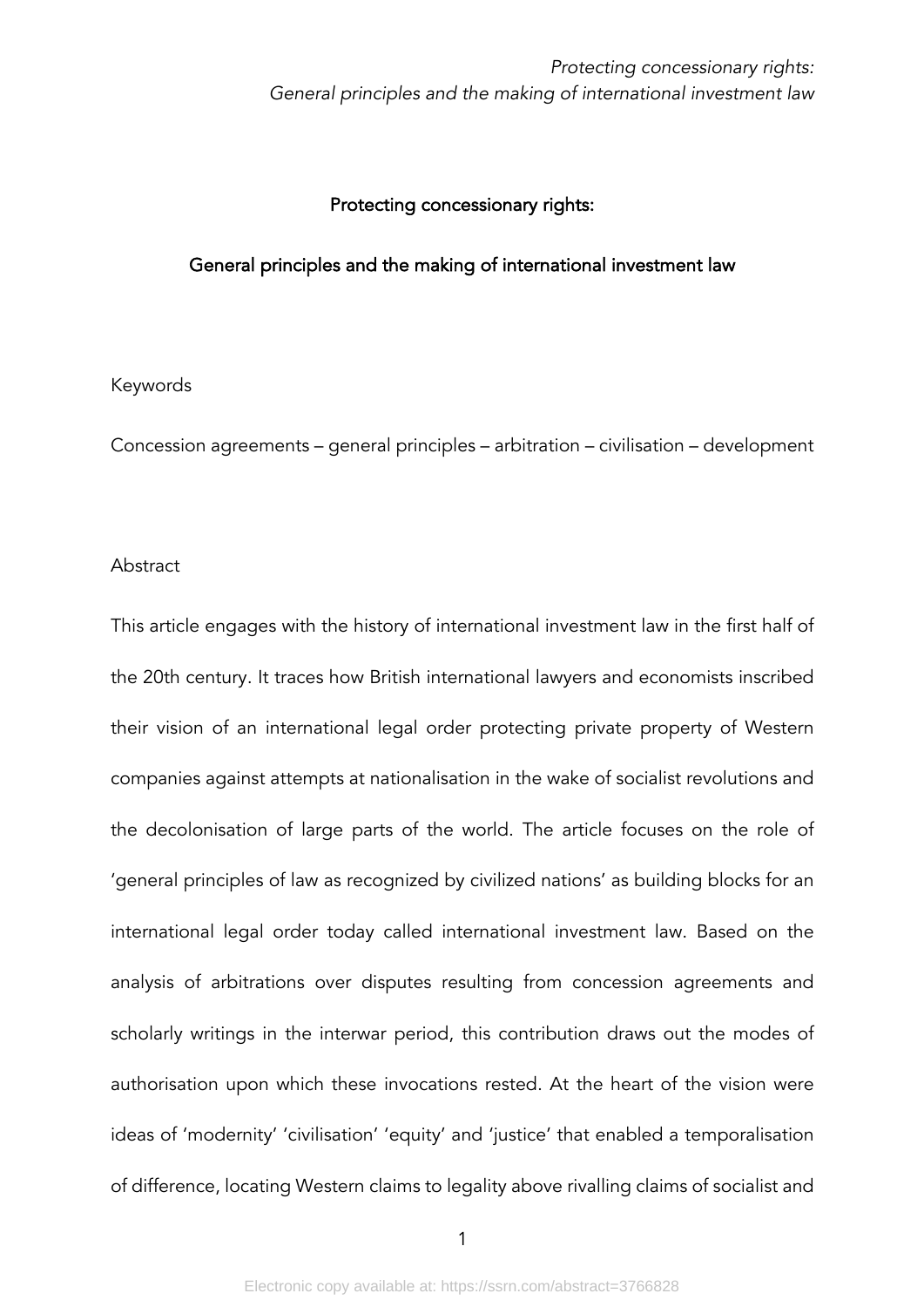# Protecting concessionary rights:

## General principles and the making of international investment law

Keywords

Concession agreements – general principles – arbitration – civilisation – development

Abstract

This article engages with the history of international investment law in the first half of the 20th century. It traces how British international lawyers and economists inscribed their vision of an international legal order protecting private property of Western companies against attempts at nationalisation in the wake of socialist revolutions and the decolonisation of large parts of the world. The article focuses on the role of 'general principles of law as recognized by civilized nations' as building blocks for an international legal order today called international investment law. Based on the analysis of arbitrations over disputes resulting from concession agreements and scholarly writings in the interwar period, this contribution draws out the modes of authorisation upon which these invocations rested. At the heart of the vision were ideas of 'modernity' 'civilisation' 'equity' and 'justice' that enabled a temporalisation of difference, locating Western claims to legality above rivalling claims of socialist and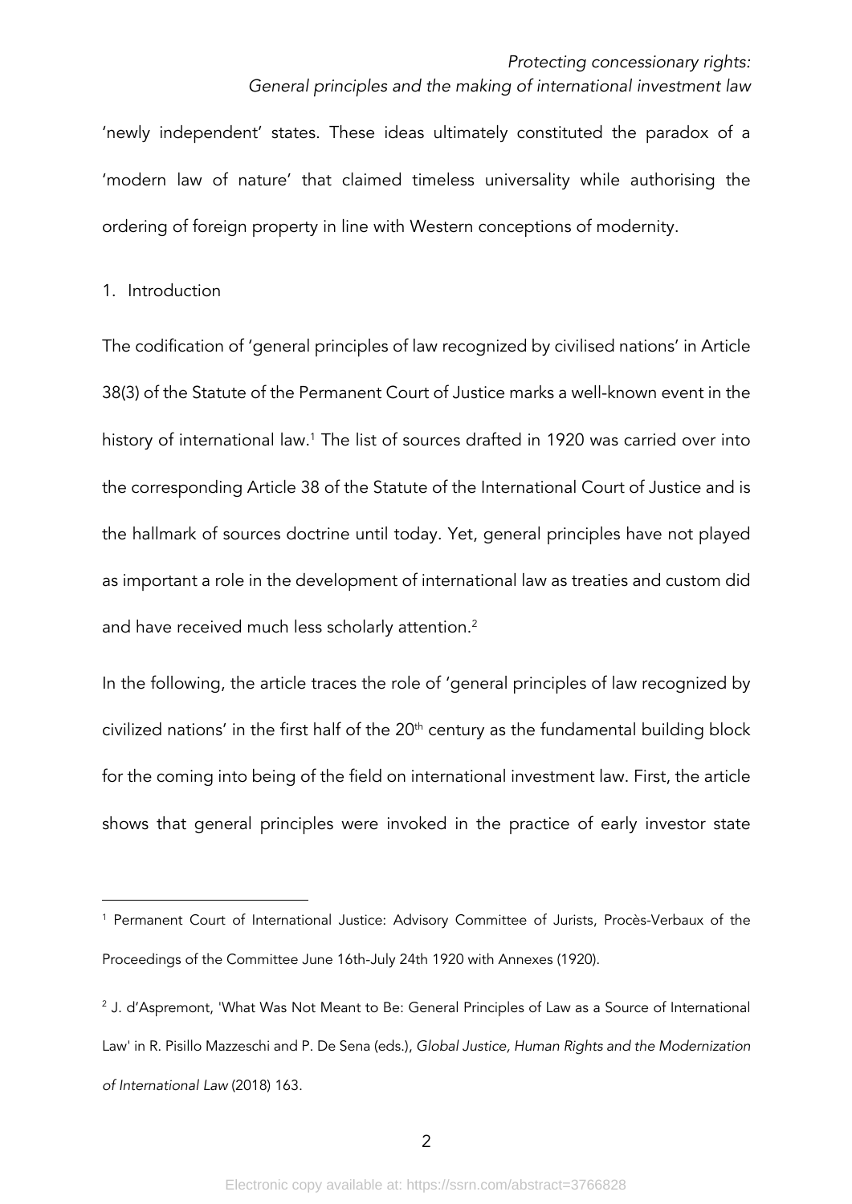'newly independent' states. These ideas ultimately constituted the paradox of a 'modern law of nature' that claimed timeless universality while authorising the ordering of foreign property in line with Western conceptions of modernity.

## 1. Introduction

The codification of 'general principles of law recognized by civilised nations' in Article 38(3) of the Statute of the Permanent Court of Justice marks a well-known event in the history of international law.[1] The list of sources drafted in 1920 was carried over into the corresponding Article 38 of the Statute of the International Court of Justice and is the hallmark of sources doctrine until today. Yet, general principles have not played as important a role in the development of international law as treaties and custom did and have received much less scholarly attention.[2]

In the following, the article traces the role of 'general principles of law recognized by civilized nations' in the first half of the 20th century as the fundamental building block for the coming into being of the field on international investment law. First, the article shows that general principles were invoked in the practice of early investor state

---

[1] Permanent Court of International Justice: Advisory Committee of Jurists, Procès-Verbaux of the Proceedings of the Committee June 16th-July 24th 1920 with Annexes (1920).

[2] J. d'Aspremont, 'What Was Not Meant to Be: General Principles of Law as a Source of International Law' in R. Pisillo Mazzeschi and P. De Sena (eds.), *Global Justice, Human Rights and the Modernization of International Law* (2018) 163.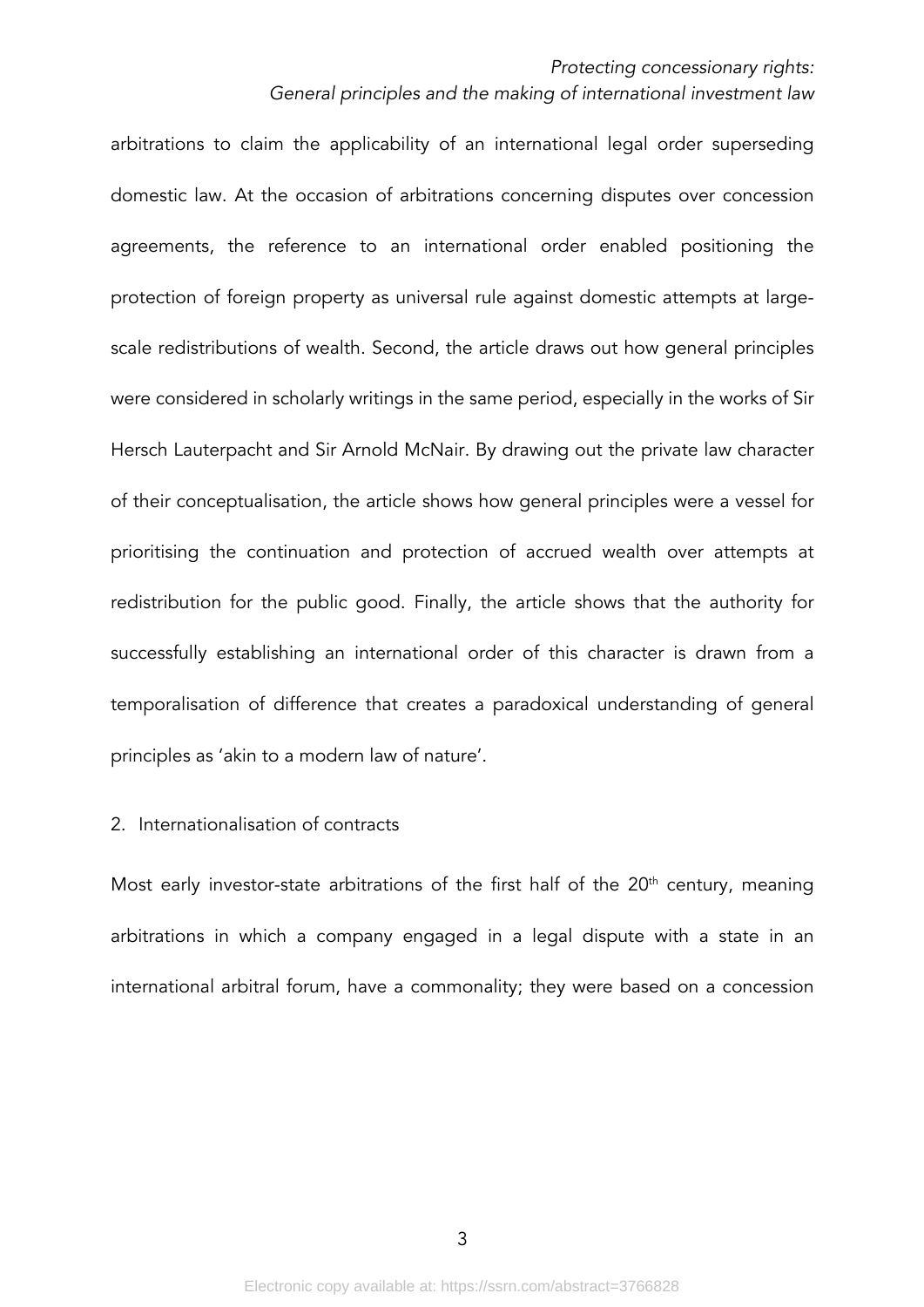arbitrations to claim the applicability of an international legal order superseding domestic law. At the occasion of arbitrations concerning disputes over concession agreements, the reference to an international order enabled positioning the protection of foreign property as universal rule against domestic attempts at large-scale redistributions of wealth. Second, the article draws out how general principles were considered in scholarly writings in the same period, especially in the works of Sir Hersch Lauterpacht and Sir Arnold McNair. By drawing out the private law character of their conceptualisation, the article shows how general principles were a vessel for prioritising the continuation and protection of accrued wealth over attempts at redistribution for the public good. Finally, the article shows that the authority for successfully establishing an international order of this character is drawn from a temporalisation of difference that creates a paradoxical understanding of general principles as 'akin to a modern law of nature'.

## 2. Internationalisation of contracts

Most early investor-state arbitrations of the first half of the 20th century, meaning arbitrations in which a company engaged in a legal dispute with a state in an international arbitral forum, have a commonality; they were based on a concession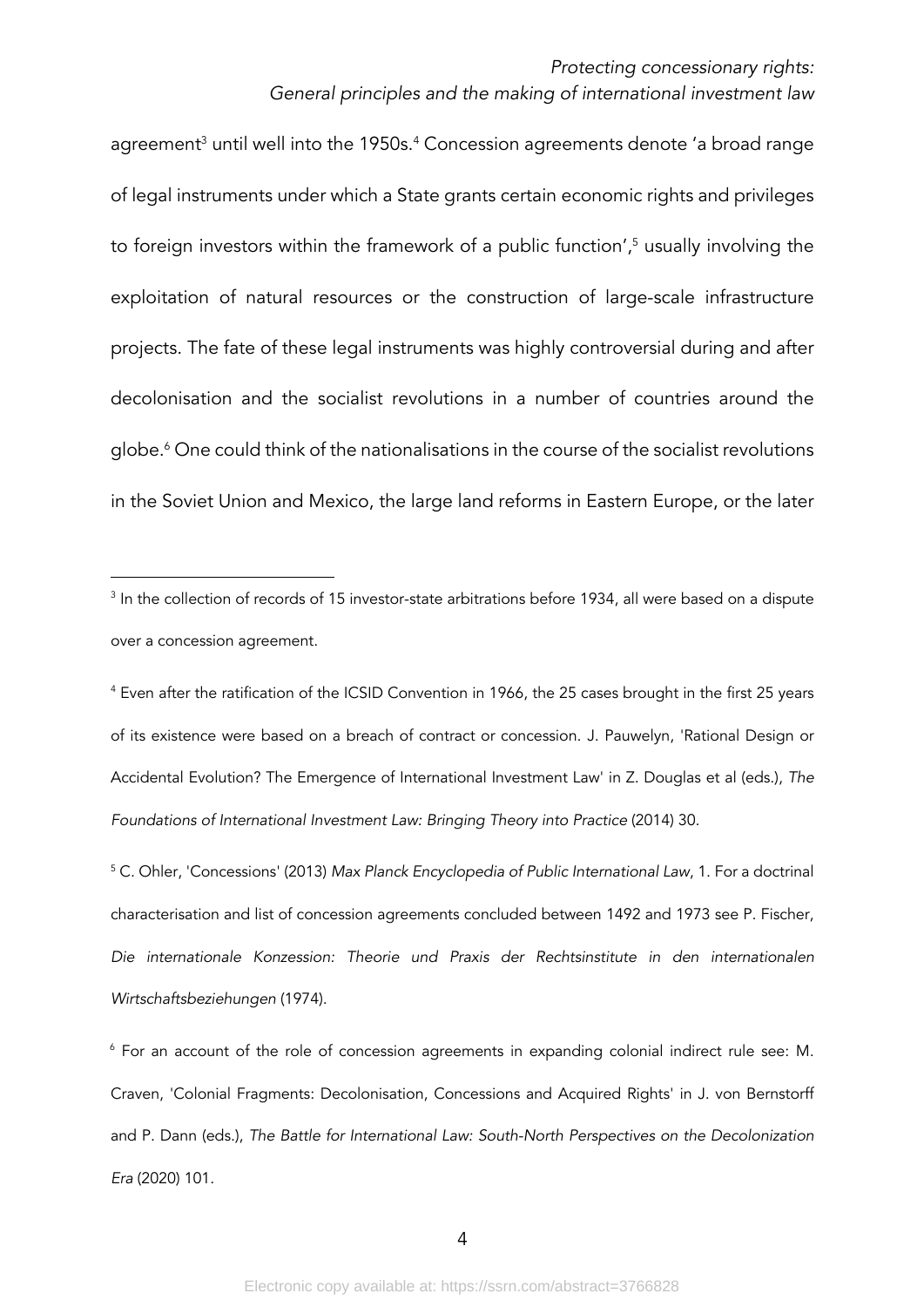agreement[3] until well into the 1950s.[4] Concession agreements denote 'a broad range of legal instruments under which a State grants certain economic rights and privileges to foreign investors within the framework of a public function',[5] usually involving the exploitation of natural resources or the construction of large-scale infrastructure projects. The fate of these legal instruments was highly controversial during and after decolonisation and the socialist revolutions in a number of countries around the globe.[6] One could think of the nationalisations in the course of the socialist revolutions in the Soviet Union and Mexico, the large land reforms in Eastern Europe, or the later

---

[3] In the collection of records of 15 investor-state arbitrations before 1934, all were based on a dispute over a concession agreement.

[4] Even after the ratification of the ICSID Convention in 1966, the 25 cases brought in the first 25 years of its existence were based on a breach of contract or concession. J. Pauwelyn, 'Rational Design or Accidental Evolution? The Emergence of International Investment Law' in Z. Douglas et al (eds.), *The Foundations of International Investment Law: Bringing Theory into Practice* (2014) 30.

[5] C. Ohler, 'Concessions' (2013) *Max Planck Encyclopedia of Public International Law*, 1. For a doctrinal characterisation and list of concession agreements concluded between 1492 and 1973 see P. Fischer, *Die internationale Konzession: Theorie und Praxis der Rechtsinstitute in den internationalen Wirtschaftsbeziehungen* (1974).

[6] For an account of the role of concession agreements in expanding colonial indirect rule see: M. Craven, 'Colonial Fragments: Decolonisation, Concessions and Acquired Rights' in J. von Bernstorff and P. Dann (eds.), *The Battle for International Law: South-North Perspectives on the Decolonization Era* (2020) 101.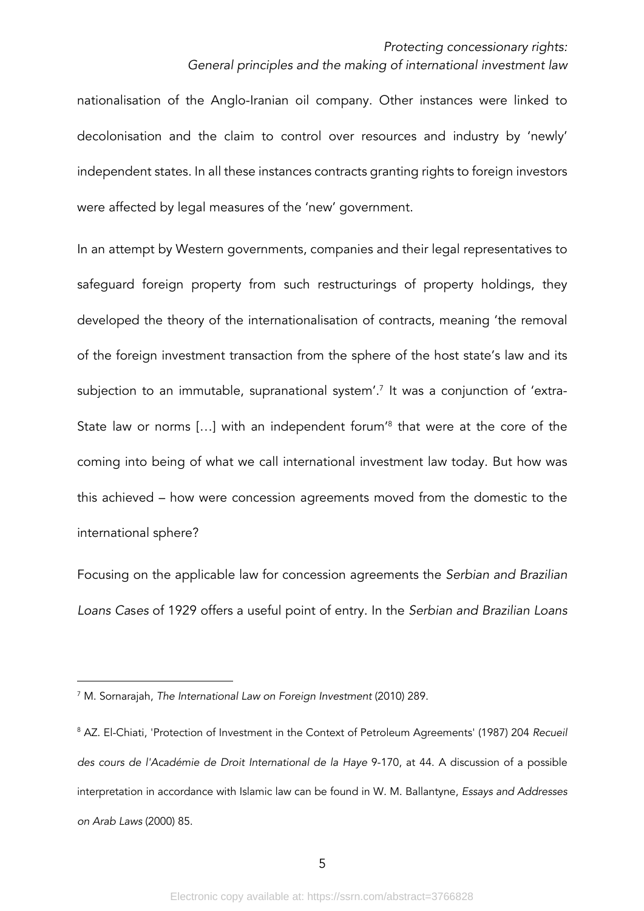nationalisation of the Anglo-Iranian oil company. Other instances were linked to decolonisation and the claim to control over resources and industry by 'newly' independent states. In all these instances contracts granting rights to foreign investors were affected by legal measures of the 'new' government.

In an attempt by Western governments, companies and their legal representatives to safeguard foreign property from such restructurings of property holdings, they developed the theory of the internationalisation of contracts, meaning 'the removal of the foreign investment transaction from the sphere of the host state's law and its subjection to an immutable, supranational system'.[7] It was a conjunction of 'extra-State law or norms […] with an independent forum'[8] that were at the core of the coming into being of what we call international investment law today. But how was this achieved – how were concession agreements moved from the domestic to the international sphere?

Focusing on the applicable law for concession agreements the *Serbian and Brazilian Loans Cases* of 1929 offers a useful point of entry. In the *Serbian and Brazilian Loans*

---

[7] M. Sornarajah, *The International Law on Foreign Investment* (2010) 289.

[8] AZ. El-Chiati, 'Protection of Investment in the Context of Petroleum Agreements' (1987) 204 *Recueil des cours de l'Académie de Droit International de la Haye* 9-170, at 44. A discussion of a possible interpretation in accordance with Islamic law can be found in W. M. Ballantyne, *Essays and Addresses on Arab Laws* (2000) 85.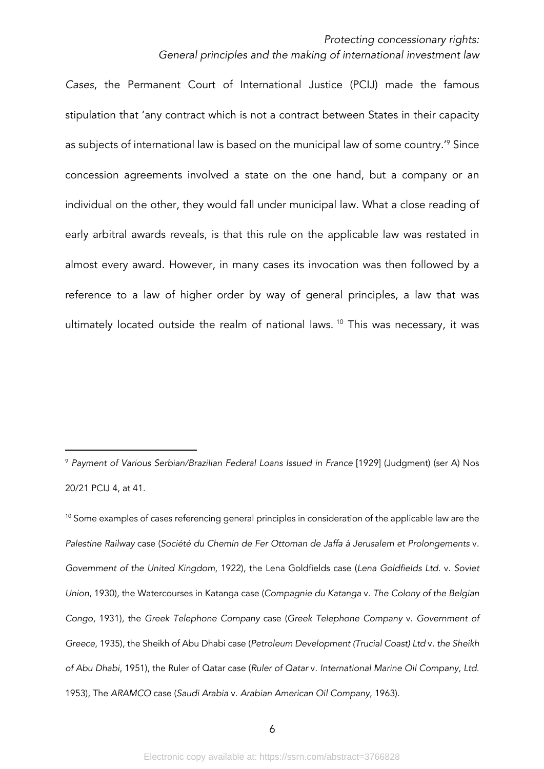*Cases*, the Permanent Court of International Justice (PCIJ) made the famous stipulation that 'any contract which is not a contract between States in their capacity as subjects of international law is based on the municipal law of some country.'[9] Since concession agreements involved a state on the one hand, but a company or an individual on the other, they would fall under municipal law. What a close reading of early arbitral awards reveals, is that this rule on the applicable law was restated in almost every award. However, in many cases its invocation was then followed by a reference to a law of higher order by way of general principles, a law that was ultimately located outside the realm of national laws. [10] This was necessary, it was

---

[9] *Payment of Various Serbian/Brazilian Federal Loans Issued in France* [1929] (Judgment) (ser A) Nos 20/21 PCIJ 4, at 41.

[10] Some examples of cases referencing general principles in consideration of the applicable law are the *Palestine Railway* case (*Société du Chemin de Fer Ottoman de Jaffa à Jerusalem et Prolongements* v. *Government of the United Kingdom*, 1922), the Lena Goldfields case (*Lena Goldfields Ltd.* v. *Soviet Union*, 1930), the Watercourses in Katanga case (*Compagnie du Katanga* v. *The Colony of the Belgian Congo*, 1931), the *Greek Telephone Company* case (*Greek Telephone Company* v. *Government of Greece*, 1935), the Sheikh of Abu Dhabi case (*Petroleum Development (Trucial Coast) Ltd* v. *the Sheikh of Abu Dhabi*, 1951), the Ruler of Qatar case (*Ruler of Qatar* v. *International Marine Oil Company, Ltd.* 1953), The *ARAMCO* case (*Saudi Arabia* v. *Arabian American Oil Company*, 1963).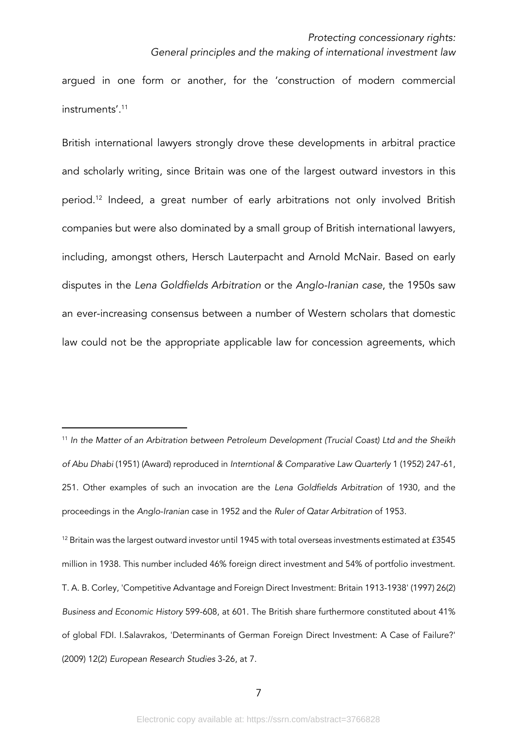argued in one form or another, for the 'construction of modern commercial instruments'.[11]

British international lawyers strongly drove these developments in arbitral practice and scholarly writing, since Britain was one of the largest outward investors in this period.[12] Indeed, a great number of early arbitrations not only involved British companies but were also dominated by a small group of British international lawyers, including, amongst others, Hersch Lauterpacht and Arnold McNair. Based on early disputes in the *Lena Goldfields Arbitration* or the *Anglo-Iranian case*, the 1950s saw an ever-increasing consensus between a number of Western scholars that domestic law could not be the appropriate applicable law for concession agreements, which

---

[11] *In the Matter of an Arbitration between Petroleum Development (Trucial Coast) Ltd and the Sheikh of Abu Dhabi* (1951) (Award) reproduced in *Interntional & Comparative Law Quarterly* 1 (1952) 247-61, 251. Other examples of such an invocation are the *Lena Goldfields Arbitration* of 1930, and the proceedings in the *Anglo-Iranian* case in 1952 and the *Ruler of Qatar Arbitration* of 1953.

[12] Britain was the largest outward investor until 1945 with total overseas investments estimated at £3545 million in 1938. This number included 46% foreign direct investment and 54% of portfolio investment. T. A. B. Corley, 'Competitive Advantage and Foreign Direct Investment: Britain 1913-1938' (1997) 26(2) *Business and Economic History* 599-608, at 601. The British share furthermore constituted about 41% of global FDI. I.Salavrakos, 'Determinants of German Foreign Direct Investment: A Case of Failure?' (2009) 12(2) *European Research Studies* 3-26, at 7.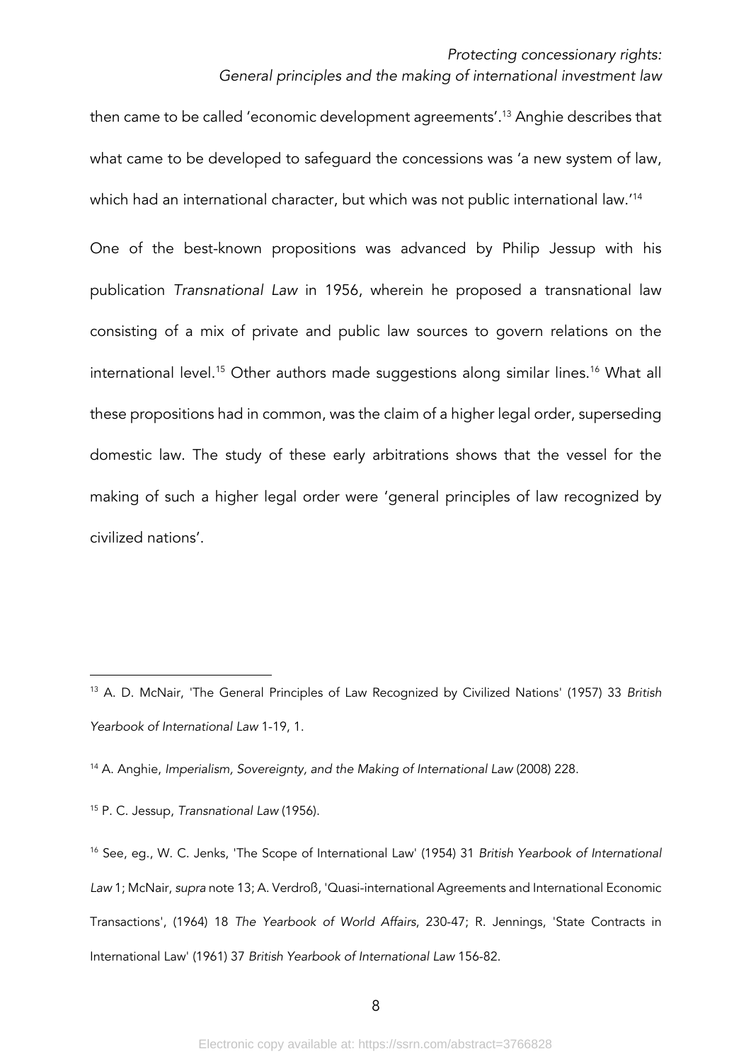then came to be called 'economic development agreements'.[13] Anghie describes that what came to be developed to safeguard the concessions was 'a new system of law, which had an international character, but which was not public international law.'[14]

One of the best-known propositions was advanced by Philip Jessup with his publication *Transnational Law* in 1956, wherein he proposed a transnational law consisting of a mix of private and public law sources to govern relations on the international level.[15] Other authors made suggestions along similar lines.[16] What all these propositions had in common, was the claim of a higher legal order, superseding domestic law. The study of these early arbitrations shows that the vessel for the making of such a higher legal order were 'general principles of law recognized by civilized nations'.

---

[13] A. D. McNair, 'The General Principles of Law Recognized by Civilized Nations' (1957) 33 *British Yearbook of International Law* 1-19, 1.

[14] A. Anghie, *Imperialism, Sovereignty, and the Making of International Law* (2008) 228.

[15] P. C. Jessup, *Transnational Law* (1956).

[16] See, eg., W. C. Jenks, 'The Scope of International Law' (1954) 31 *British Yearbook of International Law* 1; McNair, *supra* note 13; A. Verdroß, 'Quasi-international Agreements and International Economic Transactions', (1964) 18 *The Yearbook of World Affairs*, 230-47; R. Jennings, 'State Contracts in International Law' (1961) 37 *British Yearbook of International Law* 156-82.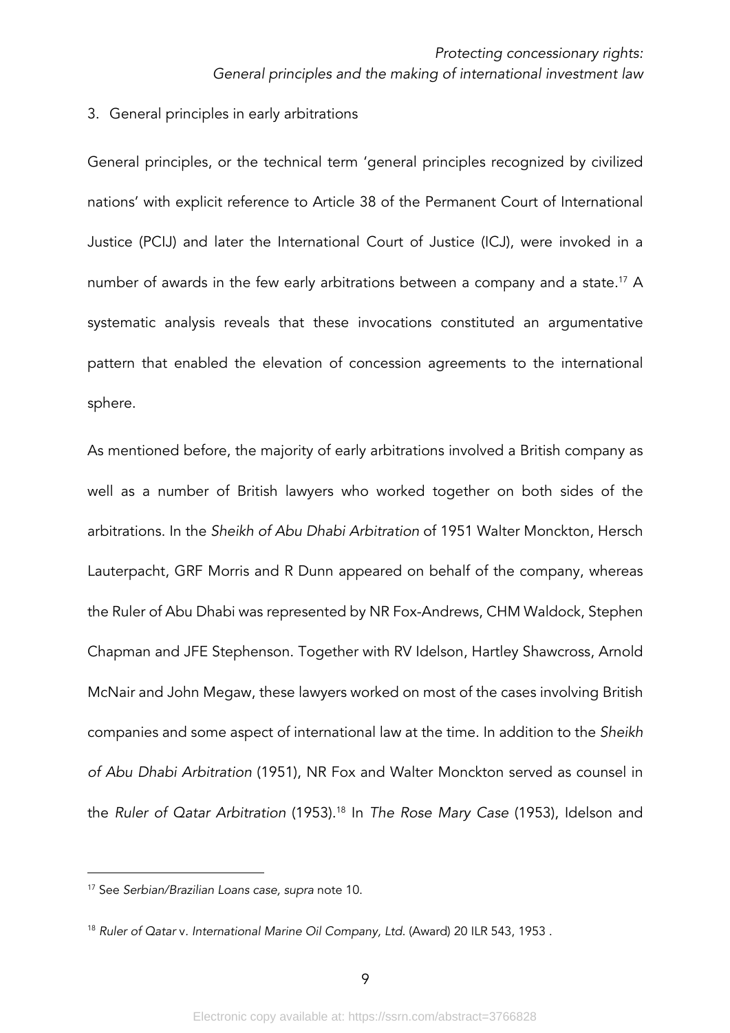## 3. General principles in early arbitrations

General principles, or the technical term 'general principles recognized by civilized nations' with explicit reference to Article 38 of the Permanent Court of International Justice (PCIJ) and later the International Court of Justice (ICJ), were invoked in a number of awards in the few early arbitrations between a company and a state.[17] A systematic analysis reveals that these invocations constituted an argumentative pattern that enabled the elevation of concession agreements to the international sphere.

As mentioned before, the majority of early arbitrations involved a British company as well as a number of British lawyers who worked together on both sides of the arbitrations. In the *Sheikh of Abu Dhabi Arbitration* of 1951 Walter Monckton, Hersch Lauterpacht, GRF Morris and R Dunn appeared on behalf of the company, whereas the Ruler of Abu Dhabi was represented by NR Fox-Andrews, CHM Waldock, Stephen Chapman and JFE Stephenson. Together with RV Idelson, Hartley Shawcross, Arnold McNair and John Megaw, these lawyers worked on most of the cases involving British companies and some aspect of international law at the time. In addition to the *Sheikh of Abu Dhabi Arbitration* (1951), NR Fox and Walter Monckton served as counsel in the *Ruler of Qatar Arbitration* (1953).[18] In *The Rose Mary Case* (1953), Idelson and

---

[17] See *Serbian/Brazilian Loans case*, *supra* note 10.

[18] *Ruler of Qatar* v. *International Marine Oil Company, Ltd.* (Award) 20 ILR 543, 1953 .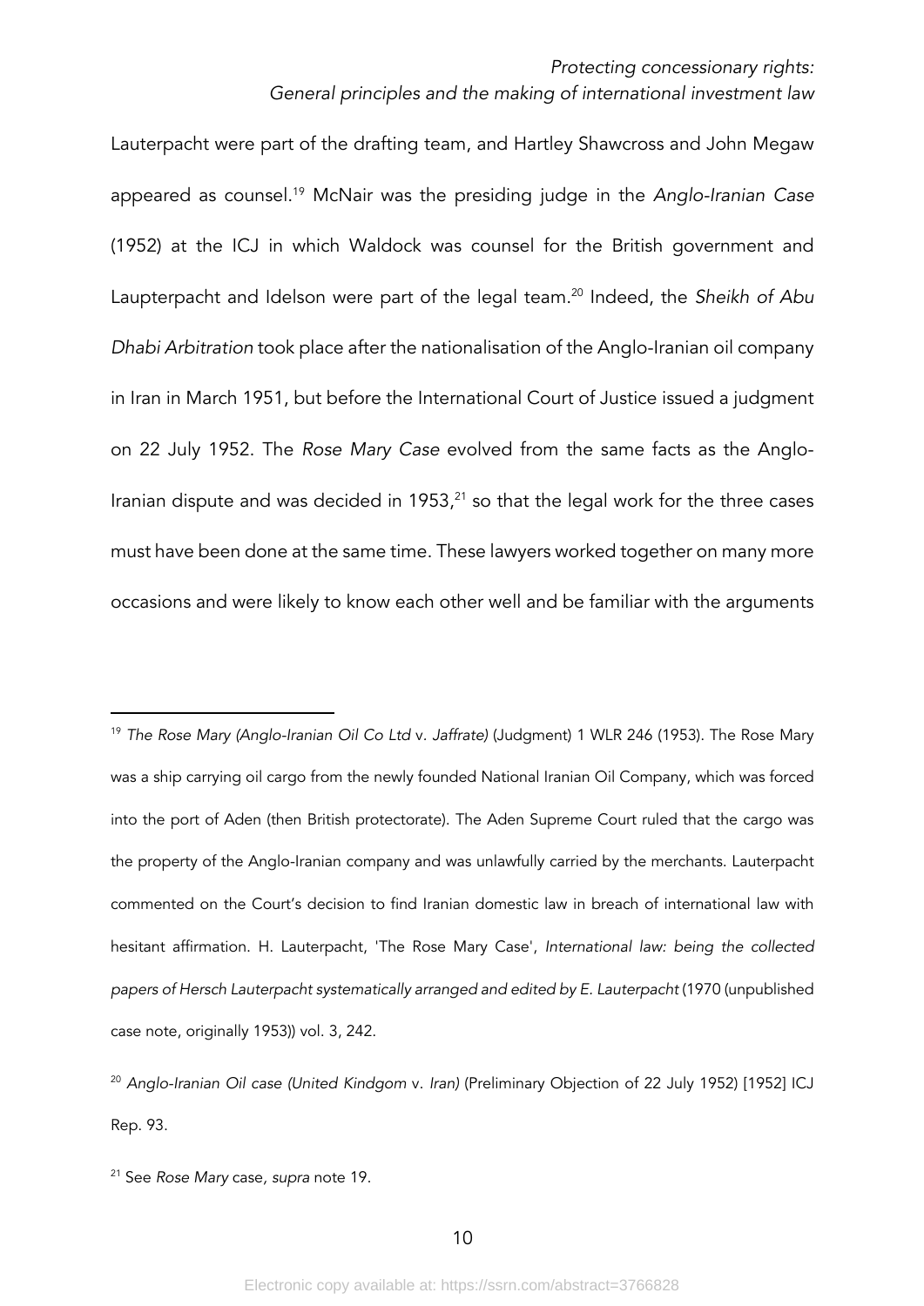Lauterpacht were part of the drafting team, and Hartley Shawcross and John Megaw appeared as counsel.[19] McNair was the presiding judge in the *Anglo-Iranian Case* (1952) at the ICJ in which Waldock was counsel for the British government and Laupterpacht and Idelson were part of the legal team.[20] Indeed, the *Sheikh of Abu Dhabi Arbitration* took place after the nationalisation of the Anglo-Iranian oil company in Iran in March 1951, but before the International Court of Justice issued a judgment on 22 July 1952. The *Rose Mary Case* evolved from the same facts as the Anglo-Iranian dispute and was decided in 1953,[21] so that the legal work for the three cases must have been done at the same time. These lawyers worked together on many more occasions and were likely to know each other well and be familiar with the arguments

---

[19] *The Rose Mary (Anglo-Iranian Oil Co Ltd* v. *Jaffrate)* (Judgment) 1 WLR 246 (1953). The Rose Mary was a ship carrying oil cargo from the newly founded National Iranian Oil Company, which was forced into the port of Aden (then British protectorate). The Aden Supreme Court ruled that the cargo was the property of the Anglo-Iranian company and was unlawfully carried by the merchants. Lauterpacht commented on the Court's decision to find Iranian domestic law in breach of international law with hesitant affirmation. H. Lauterpacht, 'The Rose Mary Case', *International law: being the collected papers of Hersch Lauterpacht systematically arranged and edited by E. Lauterpacht* (1970 (unpublished case note, originally 1953)) vol. 3, 242.

[20] *Anglo-Iranian Oil case (United Kindgom* v. *Iran)* (Preliminary Objection of 22 July 1952) [1952] ICJ Rep. 93.

[21] See *Rose Mary* case, *supra* note 19.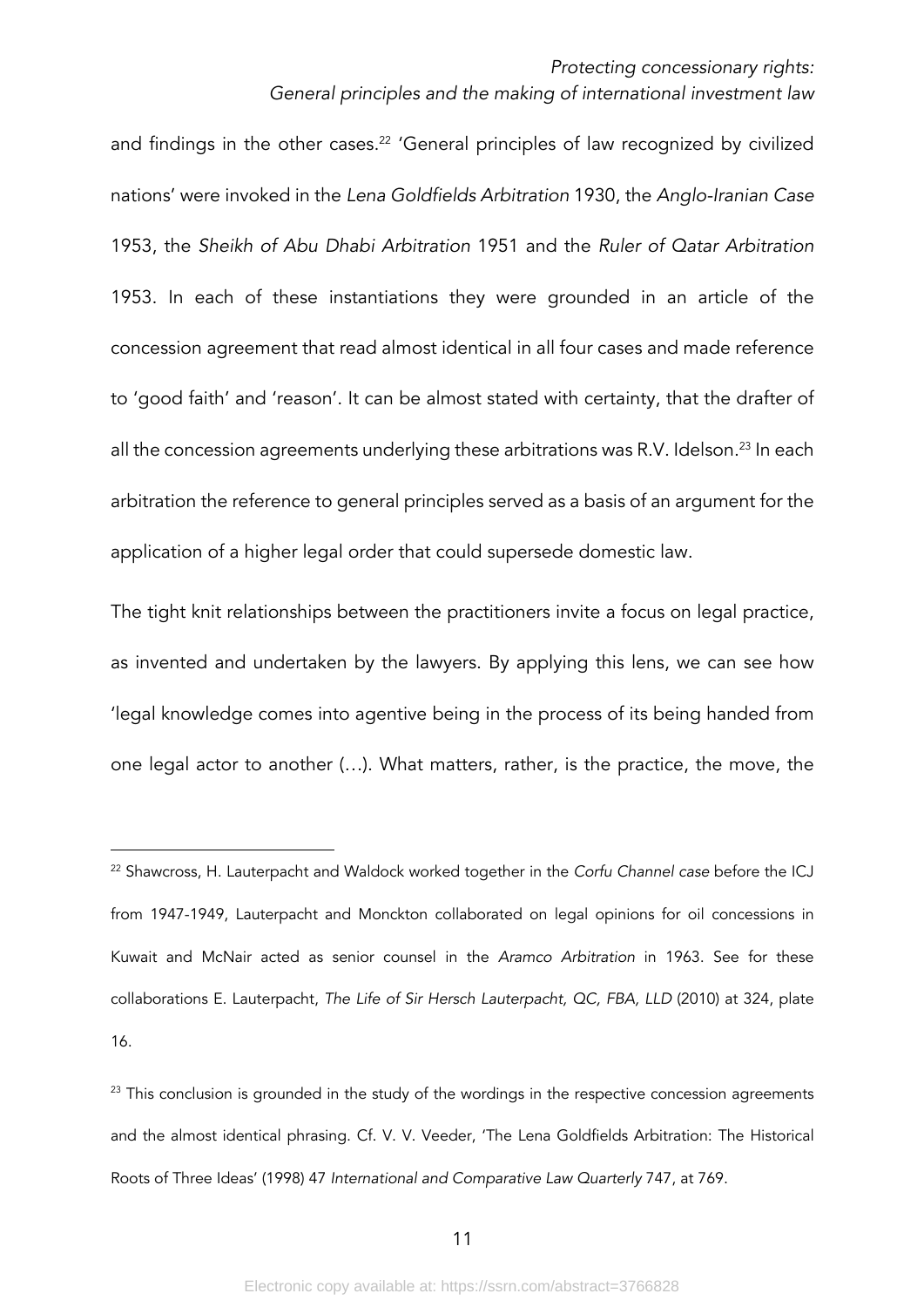and findings in the other cases.[22] 'General principles of law recognized by civilized nations' were invoked in the *Lena Goldfields Arbitration* 1930, the *Anglo-Iranian Case* 1953, the *Sheikh of Abu Dhabi Arbitration* 1951 and the *Ruler of Qatar Arbitration* 1953. In each of these instantiations they were grounded in an article of the concession agreement that read almost identical in all four cases and made reference to 'good faith' and 'reason'. It can be almost stated with certainty, that the drafter of all the concession agreements underlying these arbitrations was R.V. Idelson.[23] In each arbitration the reference to general principles served as a basis of an argument for the application of a higher legal order that could supersede domestic law.

The tight knit relationships between the practitioners invite a focus on legal practice, as invented and undertaken by the lawyers. By applying this lens, we can see how 'legal knowledge comes into agentive being in the process of its being handed from one legal actor to another (…). What matters, rather, is the practice, the move, the

---

[22] Shawcross, H. Lauterpacht and Waldock worked together in the *Corfu Channel case* before the ICJ from 1947-1949, Lauterpacht and Monckton collaborated on legal opinions for oil concessions in Kuwait and McNair acted as senior counsel in the *Aramco Arbitration* in 1963. See for these collaborations E. Lauterpacht, *The Life of Sir Hersch Lauterpacht, QC, FBA, LLD* (2010) at 324, plate 16.

[23] This conclusion is grounded in the study of the wordings in the respective concession agreements and the almost identical phrasing. Cf. V. V. Veeder, 'The Lena Goldfields Arbitration: The Historical Roots of Three Ideas' (1998) 47 *International and Comparative Law Quarterly* 747, at 769.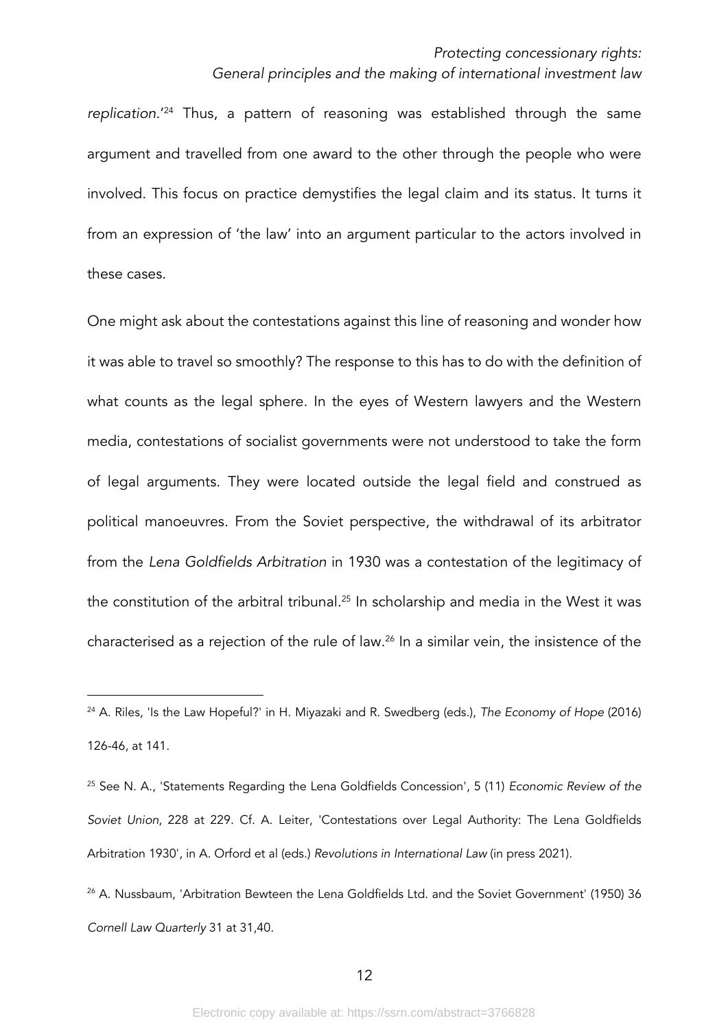*replication*.'[24] Thus, a pattern of reasoning was established through the same argument and travelled from one award to the other through the people who were involved. This focus on practice demystifies the legal claim and its status. It turns it from an expression of 'the law' into an argument particular to the actors involved in these cases.

One might ask about the contestations against this line of reasoning and wonder how it was able to travel so smoothly? The response to this has to do with the definition of what counts as the legal sphere. In the eyes of Western lawyers and the Western media, contestations of socialist governments were not understood to take the form of legal arguments. They were located outside the legal field and construed as political manoeuvres. From the Soviet perspective, the withdrawal of its arbitrator from the *Lena Goldfields Arbitration* in 1930 was a contestation of the legitimacy of the constitution of the arbitral tribunal.[25] In scholarship and media in the West it was characterised as a rejection of the rule of law.[26] In a similar vein, the insistence of the

---

[24] A. Riles, 'Is the Law Hopeful?' in H. Miyazaki and R. Swedberg (eds.), *The Economy of Hope* (2016) 126-46, at 141.

[25] See N. A., 'Statements Regarding the Lena Goldfields Concession', 5 (11) *Economic Review of the Soviet Union*, 228 at 229. Cf. A. Leiter, 'Contestations over Legal Authority: The Lena Goldfields Arbitration 1930', in A. Orford et al (eds.) *Revolutions in International Law* (in press 2021).

[26] A. Nussbaum, 'Arbitration Bewteen the Lena Goldfields Ltd. and the Soviet Government' (1950) 36 *Cornell Law Quarterly* 31 at 31,40.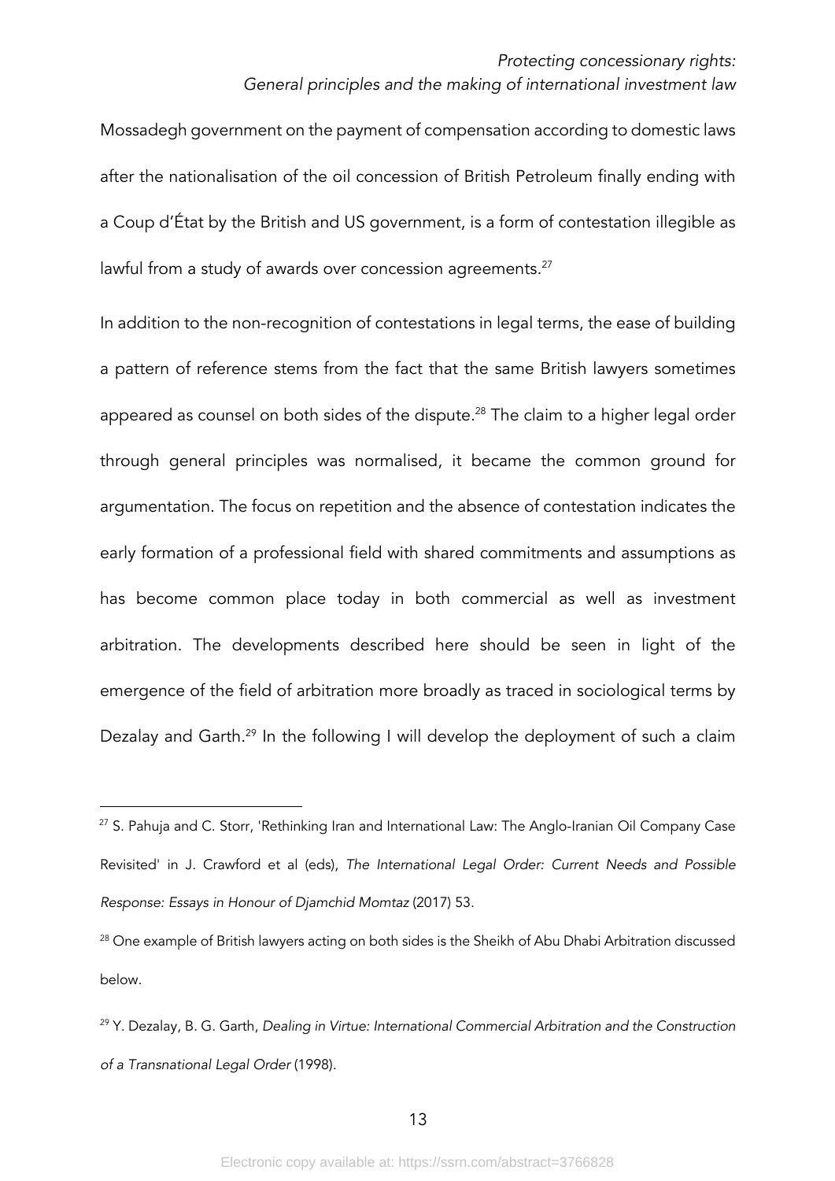Mossadegh government on the payment of compensation according to domestic laws after the nationalisation of the oil concession of British Petroleum finally ending with a Coup d'État by the British and US government, is a form of contestation illegible as lawful from a study of awards over concession agreements.[27]

In addition to the non-recognition of contestations in legal terms, the ease of building a pattern of reference stems from the fact that the same British lawyers sometimes appeared as counsel on both sides of the dispute.[28] The claim to a higher legal order through general principles was normalised, it became the common ground for argumentation. The focus on repetition and the absence of contestation indicates the early formation of a professional field with shared commitments and assumptions as has become common place today in both commercial as well as investment arbitration. The developments described here should be seen in light of the emergence of the field of arbitration more broadly as traced in sociological terms by Dezalay and Garth.[29] In the following I will develop the deployment of such a claim

---

[27] S. Pahuja and C. Storr, 'Rethinking Iran and International Law: The Anglo-Iranian Oil Company Case Revisited' in J. Crawford et al (eds), *The International Legal Order: Current Needs and Possible Response: Essays in Honour of Djamchid Momtaz* (2017) 53.

[28] One example of British lawyers acting on both sides is the Sheikh of Abu Dhabi Arbitration discussed below.

[29] Y. Dezalay, B. G. Garth, *Dealing in Virtue: International Commercial Arbitration and the Construction of a Transnational Legal Order* (1998).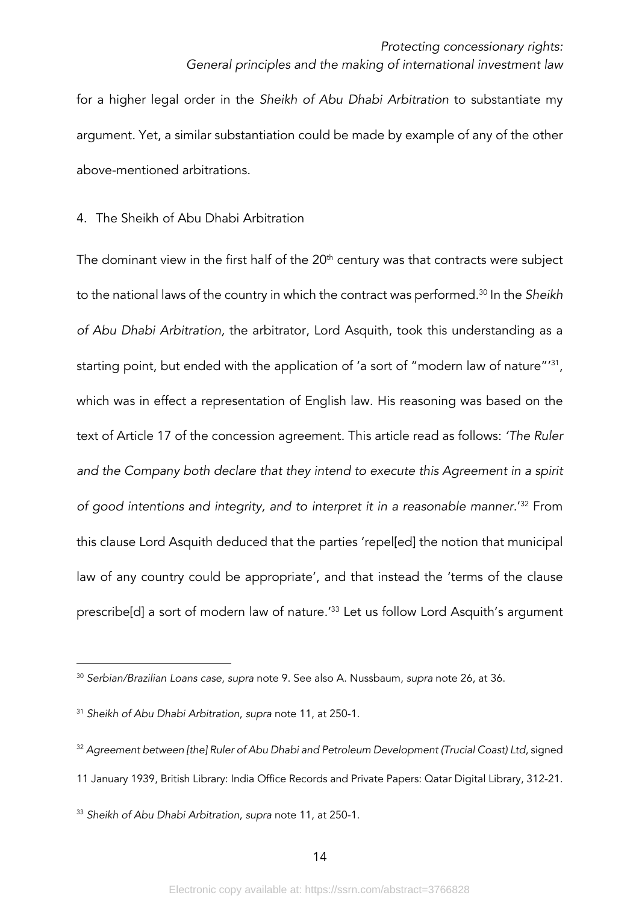for a higher legal order in the *Sheikh of Abu Dhabi Arbitration* to substantiate my argument. Yet, a similar substantiation could be made by example of any of the other above-mentioned arbitrations.

## 4. The Sheikh of Abu Dhabi Arbitration

The dominant view in the first half of the 20th century was that contracts were subject to the national laws of the country in which the contract was performed.[30] In the *Sheikh of Abu Dhabi Arbitration,* the arbitrator, Lord Asquith, took this understanding as a starting point, but ended with the application of 'a sort of "modern law of nature"'[31], which was in effect a representation of English law. His reasoning was based on the text of Article 17 of the concession agreement. This article read as follows: *'The Ruler and the Company both declare that they intend to execute this Agreement in a spirit of good intentions and integrity, and to interpret it in a reasonable manner.*'[32] From this clause Lord Asquith deduced that the parties 'repel[ed] the notion that municipal law of any country could be appropriate', and that instead the 'terms of the clause prescribe[d] a sort of modern law of nature.'[33] Let us follow Lord Asquith's argument

---

[30] *Serbian/Brazilian Loans case*, *supra* note 9. See also A. Nussbaum, *supra* note 26, at 36.

[31] *Sheikh of Abu Dhabi Arbitration*, *supra* note 11, at 250-1.

[32] *Agreement between [the] Ruler of Abu Dhabi and Petroleum Development (Trucial Coast) Ltd*, signed 11 January 1939, British Library: India Office Records and Private Papers: Qatar Digital Library, 312-21.

[33] *Sheikh of Abu Dhabi Arbitration*, *supra* note 11, at 250-1.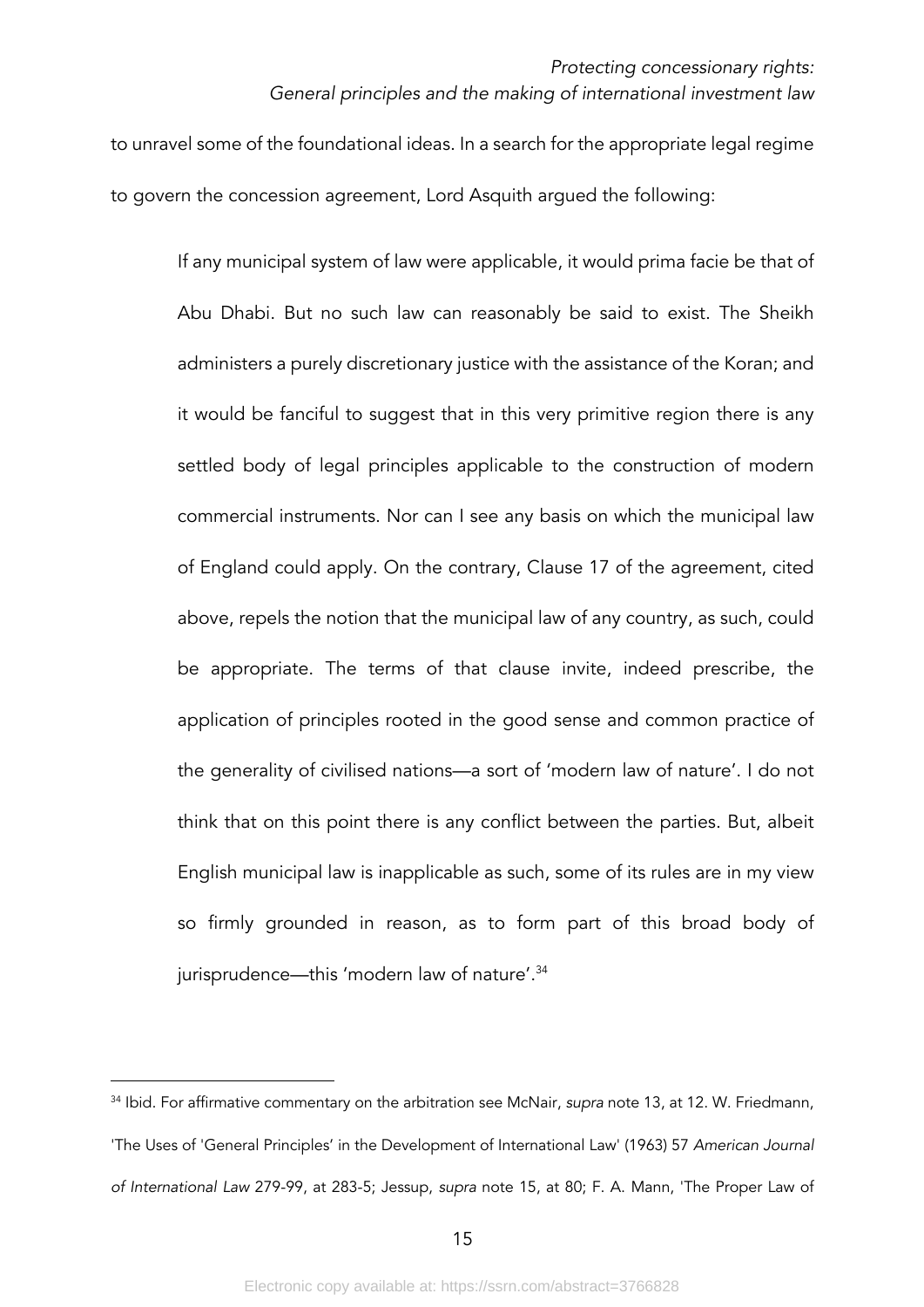to unravel some of the foundational ideas. In a search for the appropriate legal regime to govern the concession agreement, Lord Asquith argued the following:

> If any municipal system of law were applicable, it would prima facie be that of Abu Dhabi. But no such law can reasonably be said to exist. The Sheikh administers a purely discretionary justice with the assistance of the Koran; and it would be fanciful to suggest that in this very primitive region there is any settled body of legal principles applicable to the construction of modern commercial instruments. Nor can I see any basis on which the municipal law of England could apply. On the contrary, Clause 17 of the agreement, cited above, repels the notion that the municipal law of any country, as such, could be appropriate. The terms of that clause invite, indeed prescribe, the application of principles rooted in the good sense and common practice of the generality of civilised nations—a sort of 'modern law of nature'. I do not think that on this point there is any conflict between the parties. But, albeit English municipal law is inapplicable as such, some of its rules are in my view so firmly grounded in reason, as to form part of this broad body of jurisprudence—this 'modern law of nature'.[34]

---

[34] Ibid. For affirmative commentary on the arbitration see McNair, *supra* note 13, at 12. W. Friedmann, 'The Uses of 'General Principles' in the Development of International Law' (1963) 57 *American Journal of International Law* 279-99, at 283-5; Jessup, *supra* note 15, at 80; F. A. Mann, 'The Proper Law of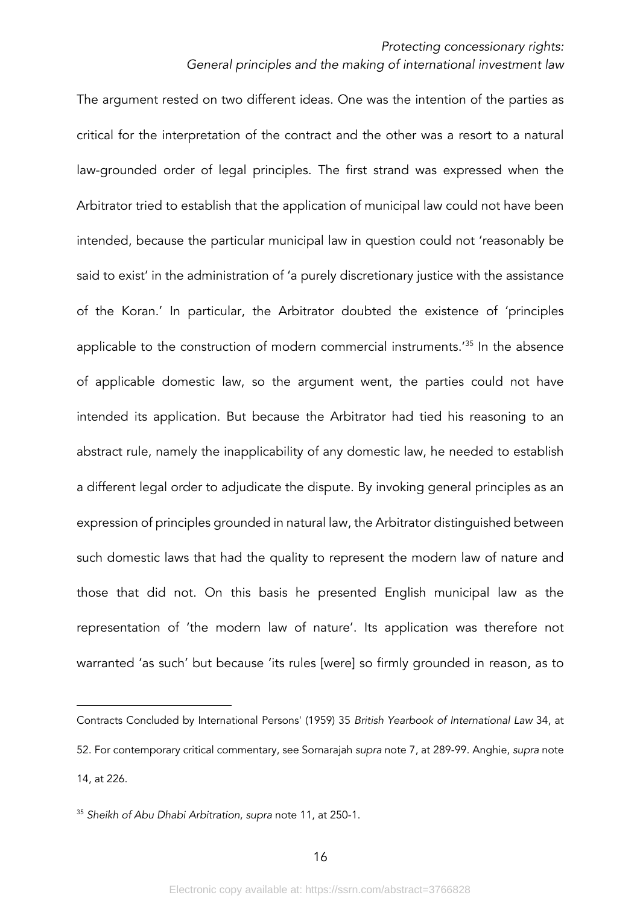The argument rested on two different ideas. One was the intention of the parties as critical for the interpretation of the contract and the other was a resort to a natural law-grounded order of legal principles. The first strand was expressed when the Arbitrator tried to establish that the application of municipal law could not have been intended, because the particular municipal law in question could not 'reasonably be said to exist' in the administration of 'a purely discretionary justice with the assistance of the Koran.' In particular, the Arbitrator doubted the existence of 'principles applicable to the construction of modern commercial instruments.'[35] In the absence of applicable domestic law, so the argument went, the parties could not have intended its application. But because the Arbitrator had tied his reasoning to an abstract rule, namely the inapplicability of any domestic law, he needed to establish a different legal order to adjudicate the dispute. By invoking general principles as an expression of principles grounded in natural law, the Arbitrator distinguished between such domestic laws that had the quality to represent the modern law of nature and those that did not. On this basis he presented English municipal law as the representation of 'the modern law of nature'. Its application was therefore not warranted 'as such' but because 'its rules [were] so firmly grounded in reason, as to

---

Contracts Concluded by International Persons' (1959) 35 *British Yearbook of International Law* 34, at 52. For contemporary critical commentary, see Sornarajah *supra* note 7, at 289-99. Anghie, *supra* note 14, at 226.

[35] *Sheikh of Abu Dhabi Arbitration*, *supra* note 11, at 250-1.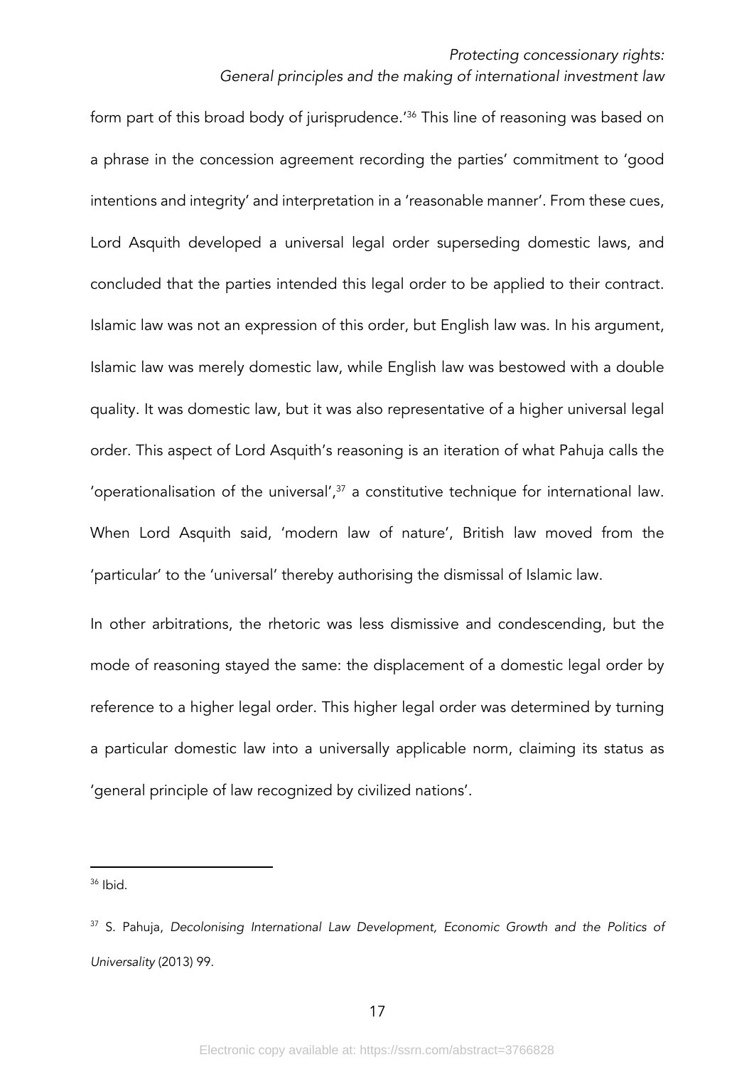form part of this broad body of jurisprudence.'[36] This line of reasoning was based on a phrase in the concession agreement recording the parties' commitment to 'good intentions and integrity' and interpretation in a 'reasonable manner'. From these cues, Lord Asquith developed a universal legal order superseding domestic laws, and concluded that the parties intended this legal order to be applied to their contract. Islamic law was not an expression of this order, but English law was. In his argument, Islamic law was merely domestic law, while English law was bestowed with a double quality. It was domestic law, but it was also representative of a higher universal legal order. This aspect of Lord Asquith's reasoning is an iteration of what Pahuja calls the 'operationalisation of the universal',[37] a constitutive technique for international law. When Lord Asquith said, 'modern law of nature', British law moved from the 'particular' to the 'universal' thereby authorising the dismissal of Islamic law.

In other arbitrations, the rhetoric was less dismissive and condescending, but the mode of reasoning stayed the same: the displacement of a domestic legal order by reference to a higher legal order. This higher legal order was determined by turning a particular domestic law into a universally applicable norm, claiming its status as 'general principle of law recognized by civilized nations'.

---

[36] Ibid.

[37] S. Pahuja, *Decolonising International Law Development, Economic Growth and the Politics of Universality* (2013) 99.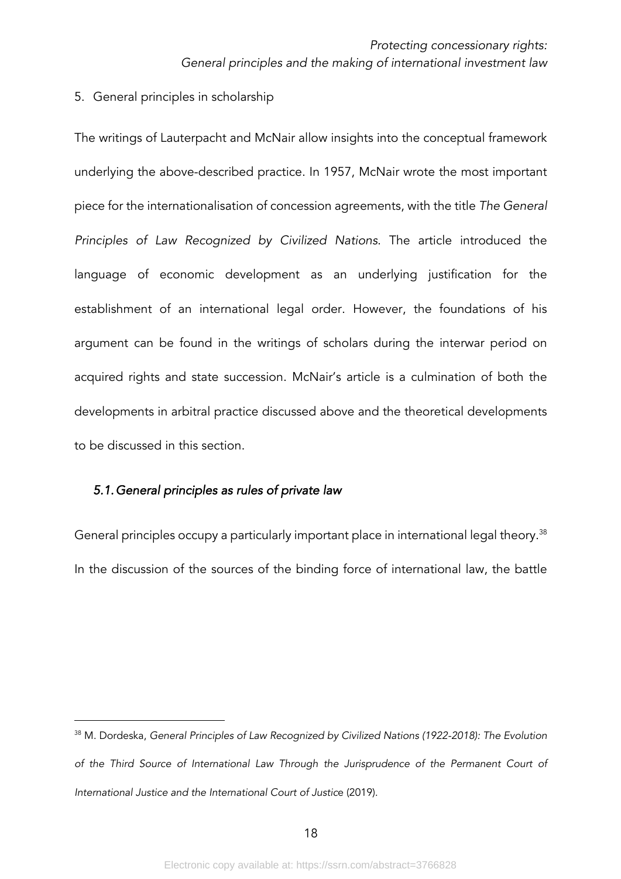## 5. General principles in scholarship

The writings of Lauterpacht and McNair allow insights into the conceptual framework underlying the above-described practice. In 1957, McNair wrote the most important piece for the internationalisation of concession agreements, with the title *The General Principles of Law Recognized by Civilized Nations*. The article introduced the language of economic development as an underlying justification for the establishment of an international legal order. However, the foundations of his argument can be found in the writings of scholars during the interwar period on acquired rights and state succession. McNair's article is a culmination of both the developments in arbitral practice discussed above and the theoretical developments to be discussed in this section.

### *5.1. General principles as rules of private law*

General principles occupy a particularly important place in international legal theory.[38] In the discussion of the sources of the binding force of international law, the battle

[38] M. Dordeska, *General Principles of Law Recognized by Civilized Nations (1922-2018): The Evolution of the Third Source of International Law Through the Jurisprudence of the Permanent Court of International Justice and the International Court of Justice* (2019).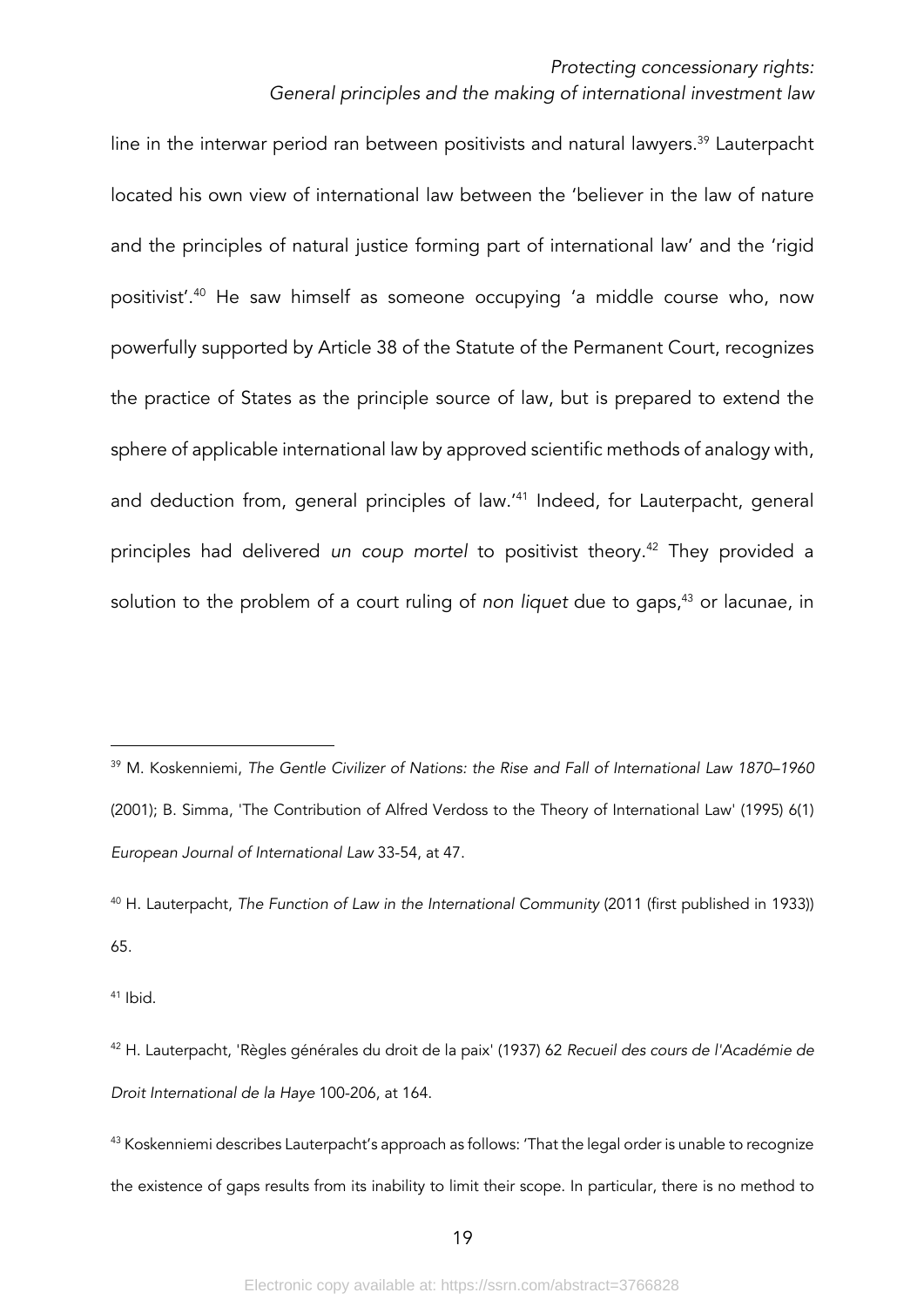line in the interwar period ran between positivists and natural lawyers.[39] Lauterpacht located his own view of international law between the 'believer in the law of nature and the principles of natural justice forming part of international law' and the 'rigid positivist'.[40] He saw himself as someone occupying 'a middle course who, now powerfully supported by Article 38 of the Statute of the Permanent Court, recognizes the practice of States as the principle source of law, but is prepared to extend the sphere of applicable international law by approved scientific methods of analogy with, and deduction from, general principles of law.'[41] Indeed, for Lauterpacht, general principles had delivered *un coup mortel* to positivist theory.[42] They provided a solution to the problem of a court ruling of *non liquet* due to gaps,[43] or lacunae, in

---

[39] M. Koskenniemi, *The Gentle Civilizer of Nations: the Rise and Fall of International Law 1870–1960* (2001); B. Simma, 'The Contribution of Alfred Verdoss to the Theory of International Law' (1995) 6(1) *European Journal of International Law* 33-54, at 47.

[40] H. Lauterpacht, *The Function of Law in the International Community* (2011 (first published in 1933)) 65.

[41] Ibid.

[42] H. Lauterpacht, 'Règles générales du droit de la paix' (1937) 62 *Recueil des cours de l'Académie de Droit International de la Haye* 100-206, at 164.

[43] Koskenniemi describes Lauterpacht's approach as follows: 'That the legal order is unable to recognize the existence of gaps results from its inability to limit their scope. In particular, there is no method to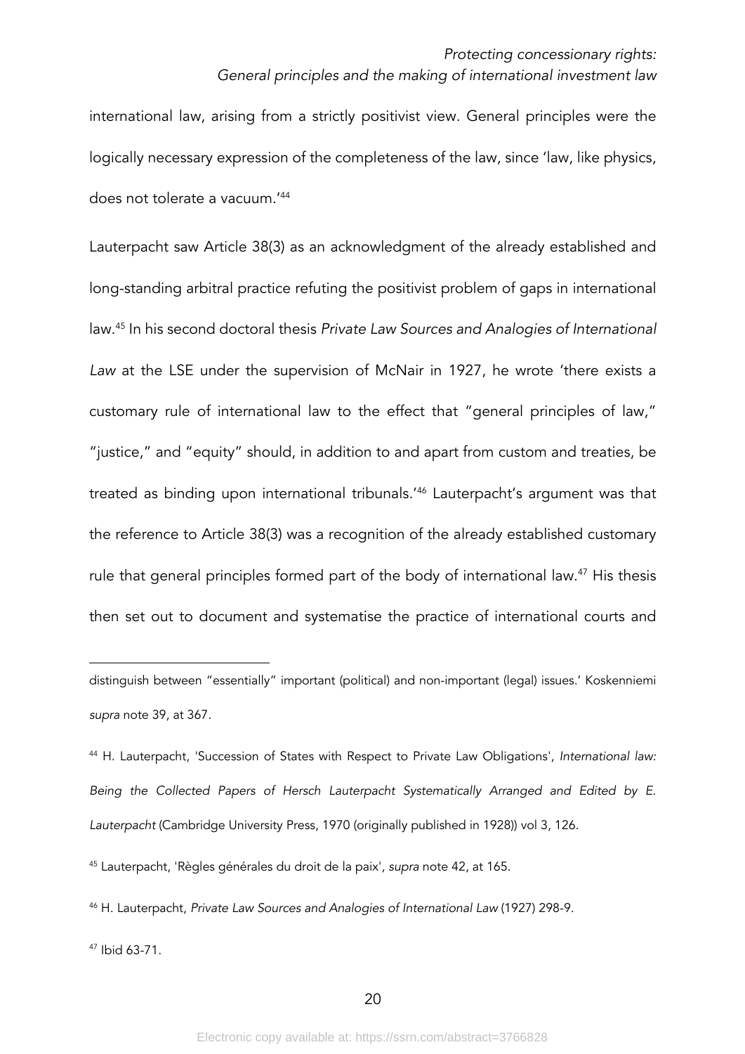international law, arising from a strictly positivist view. General principles were the logically necessary expression of the completeness of the law, since 'law, like physics, does not tolerate a vacuum.'[44]

Lauterpacht saw Article 38(3) as an acknowledgment of the already established and long-standing arbitral practice refuting the positivist problem of gaps in international law.[45] In his second doctoral thesis *Private Law Sources and Analogies of International Law* at the LSE under the supervision of McNair in 1927, he wrote 'there exists a customary rule of international law to the effect that "general principles of law," "justice," and "equity" should, in addition to and apart from custom and treaties, be treated as binding upon international tribunals.'[46] Lauterpacht's argument was that the reference to Article 38(3) was a recognition of the already established customary rule that general principles formed part of the body of international law.[47] His thesis then set out to document and systematise the practice of international courts and

---

distinguish between "essentially" important (political) and non-important (legal) issues.' Koskenniemi *supra* note 39, at 367.

[44] H. Lauterpacht, 'Succession of States with Respect to Private Law Obligations', *International law: Being the Collected Papers of Hersch Lauterpacht Systematically Arranged and Edited by E. Lauterpacht* (Cambridge University Press, 1970 (originally published in 1928)) vol 3, 126.

[45] Lauterpacht, 'Règles générales du droit de la paix', *supra* note 42, at 165.

[46] H. Lauterpacht, *Private Law Sources and Analogies of International Law* (1927) 298-9.

[47] Ibid 63-71.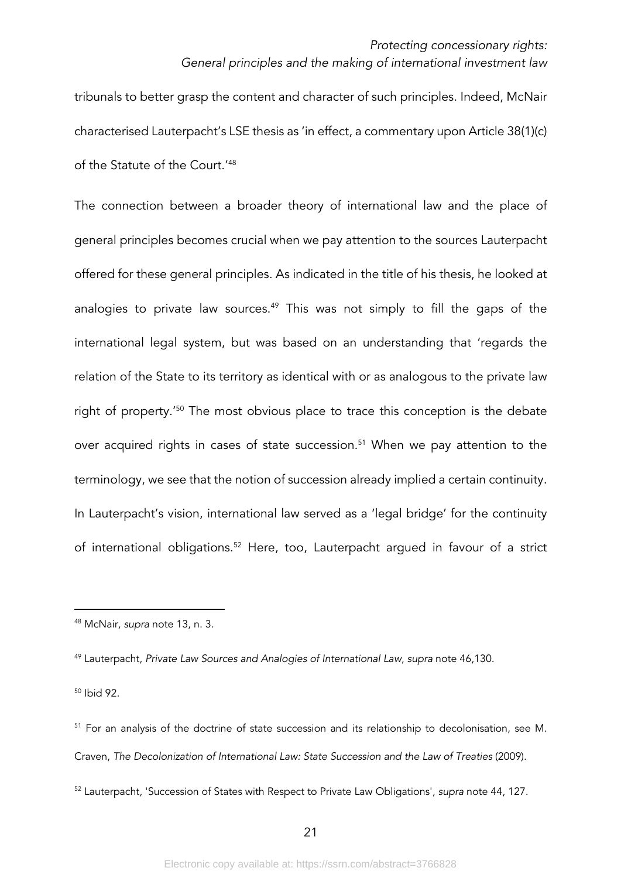tribunals to better grasp the content and character of such principles. Indeed, McNair characterised Lauterpacht's LSE thesis as 'in effect, a commentary upon Article 38(1)(c) of the Statute of the Court.'[48]

The connection between a broader theory of international law and the place of general principles becomes crucial when we pay attention to the sources Lauterpacht offered for these general principles. As indicated in the title of his thesis, he looked at analogies to private law sources.[49] This was not simply to fill the gaps of the international legal system, but was based on an understanding that 'regards the relation of the State to its territory as identical with or as analogous to the private law right of property.'[50] The most obvious place to trace this conception is the debate over acquired rights in cases of state succession.[51] When we pay attention to the terminology, we see that the notion of succession already implied a certain continuity. In Lauterpacht's vision, international law served as a 'legal bridge' for the continuity of international obligations.[52] Here, too, Lauterpacht argued in favour of a strict

---

[48] McNair, *supra* note 13, n. 3.

[49] Lauterpacht, *Private Law Sources and Analogies of International Law*, *supra* note 46,130.

[50] Ibid 92.

[51] For an analysis of the doctrine of state succession and its relationship to decolonisation, see M. Craven, *The Decolonization of International Law: State Succession and the Law of Treaties* (2009).

[52] Lauterpacht, 'Succession of States with Respect to Private Law Obligations', *supra* note 44, 127.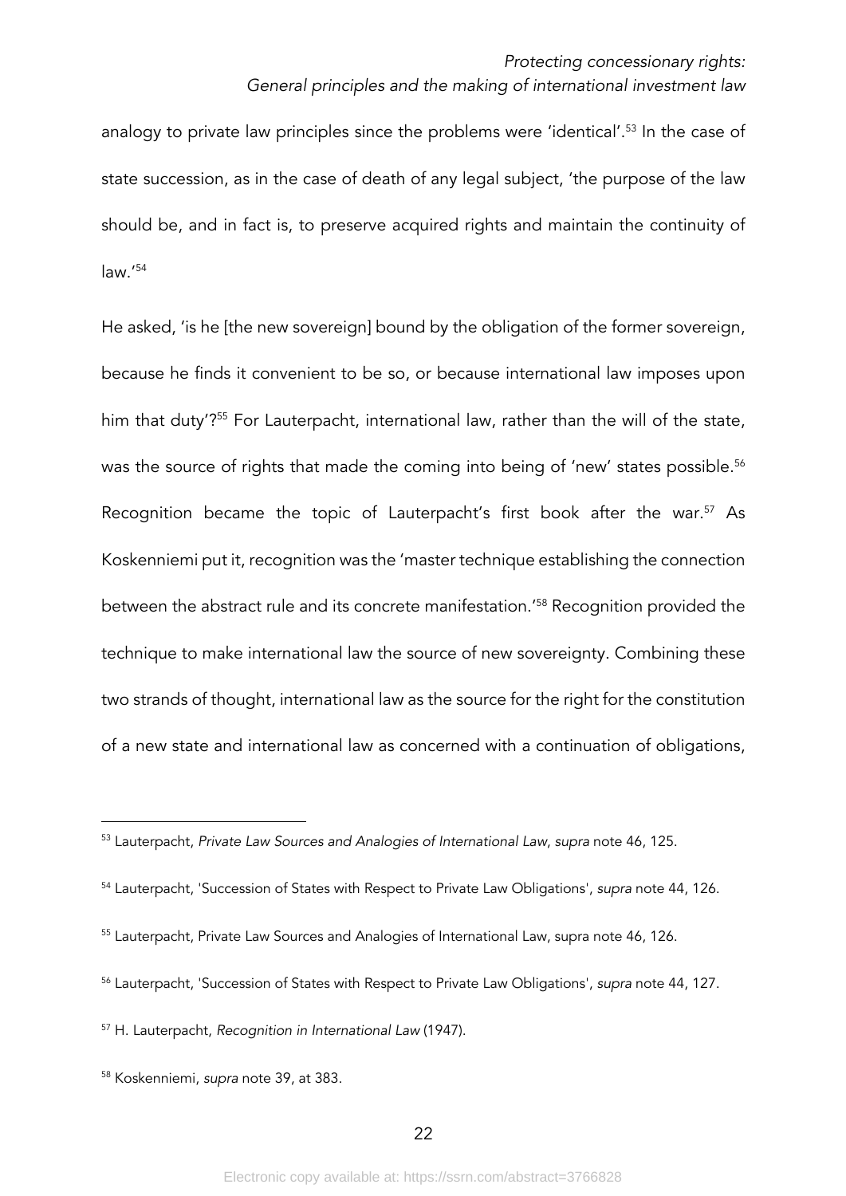analogy to private law principles since the problems were 'identical'.[53] In the case of state succession, as in the case of death of any legal subject, 'the purpose of the law should be, and in fact is, to preserve acquired rights and maintain the continuity of law.'[54]

He asked, 'is he [the new sovereign] bound by the obligation of the former sovereign, because he finds it convenient to be so, or because international law imposes upon him that duty'?[55] For Lauterpacht, international law, rather than the will of the state, was the source of rights that made the coming into being of 'new' states possible.[56] Recognition became the topic of Lauterpacht's first book after the war.[57] As Koskenniemi put it, recognition was the 'master technique establishing the connection between the abstract rule and its concrete manifestation.'[58] Recognition provided the technique to make international law the source of new sovereignty. Combining these two strands of thought, international law as the source for the right for the constitution of a new state and international law as concerned with a continuation of obligations,

---

[53] Lauterpacht, *Private Law Sources and Analogies of International Law*, *supra* note 46, 125.

[54] Lauterpacht, 'Succession of States with Respect to Private Law Obligations', *supra* note 44, 126.

[55] Lauterpacht, Private Law Sources and Analogies of International Law, supra note 46, 126.

[56] Lauterpacht, 'Succession of States with Respect to Private Law Obligations', *supra* note 44, 127.

[57] H. Lauterpacht, *Recognition in International Law* (1947).

[58] Koskenniemi, *supra* note 39, at 383.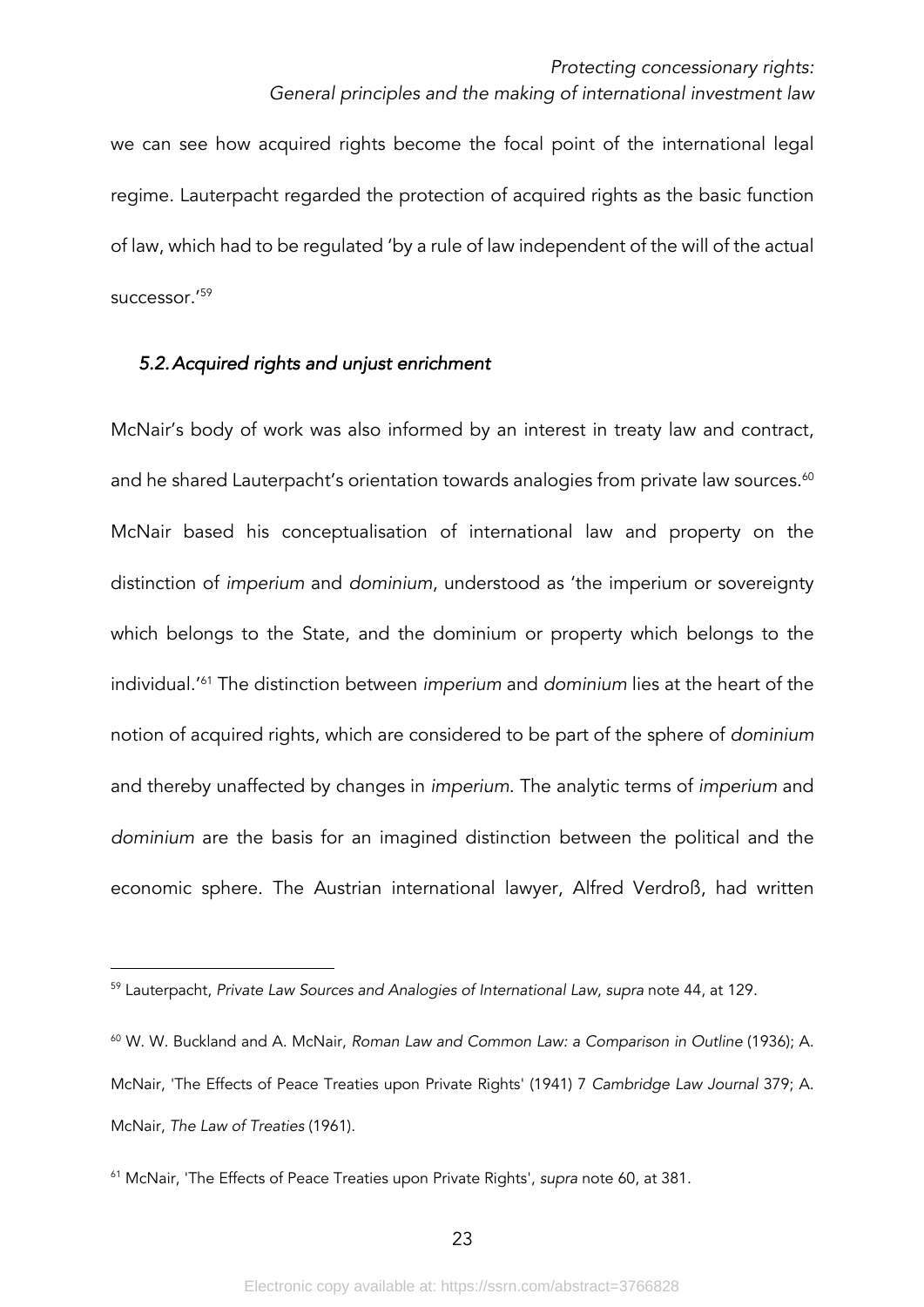we can see how acquired rights become the focal point of the international legal regime. Lauterpacht regarded the protection of acquired rights as the basic function of law, which had to be regulated 'by a rule of law independent of the will of the actual successor.'[59]

### *5.2. Acquired rights and unjust enrichment*

McNair's body of work was also informed by an interest in treaty law and contract, and he shared Lauterpacht's orientation towards analogies from private law sources.[60] McNair based his conceptualisation of international law and property on the distinction of *imperium* and *dominium*, understood as 'the imperium or sovereignty which belongs to the State, and the dominium or property which belongs to the individual.'[61] The distinction between *imperium* and *dominium* lies at the heart of the notion of acquired rights, which are considered to be part of the sphere of *dominium* and thereby unaffected by changes in *imperium*. The analytic terms of *imperium* and *dominium* are the basis for an imagined distinction between the political and the economic sphere. The Austrian international lawyer, Alfred Verdroß, had written

---

[59] Lauterpacht, *Private Law Sources and Analogies of International Law*, *supra* note 44, at 129.

[60] W. W. Buckland and A. McNair, *Roman Law and Common Law: a Comparison in Outline* (1936); A. McNair, 'The Effects of Peace Treaties upon Private Rights' (1941) 7 *Cambridge Law Journal* 379; A. McNair, *The Law of Treaties* (1961).

[61] McNair, 'The Effects of Peace Treaties upon Private Rights', *supra* note 60, at 381.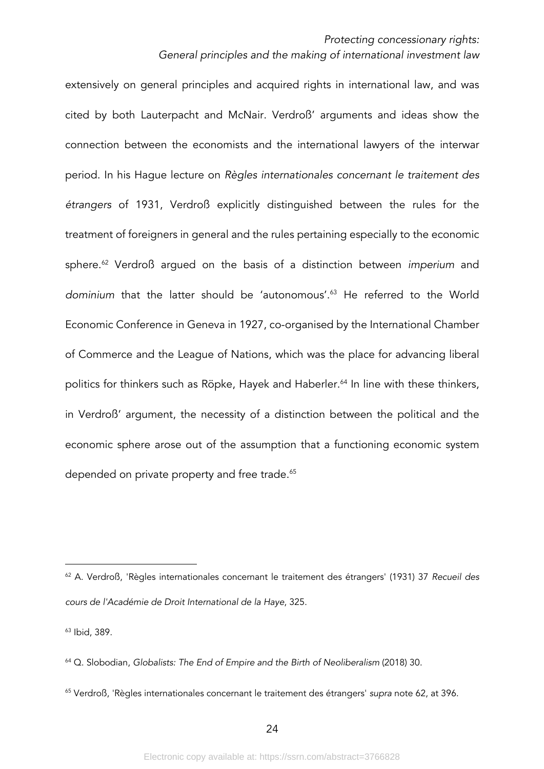extensively on general principles and acquired rights in international law, and was cited by both Lauterpacht and McNair. Verdroß' arguments and ideas show the connection between the economists and the international lawyers of the interwar period. In his Hague lecture on *Règles internationales concernant le traitement des étrangers* of 1931, Verdroß explicitly distinguished between the rules for the treatment of foreigners in general and the rules pertaining especially to the economic sphere.[62] Verdroß argued on the basis of a distinction between *imperium* and *dominium* that the latter should be 'autonomous'.[63] He referred to the World Economic Conference in Geneva in 1927, co-organised by the International Chamber of Commerce and the League of Nations, which was the place for advancing liberal politics for thinkers such as Röpke, Hayek and Haberler.[64] In line with these thinkers, in Verdroß' argument, the necessity of a distinction between the political and the economic sphere arose out of the assumption that a functioning economic system depended on private property and free trade.[65]

---

[62] A. Verdroß, 'Règles internationales concernant le traitement des étrangers' (1931) 37 *Recueil des cours de l'Académie de Droit International de la Haye*, 325.

[63] Ibid, 389.

[64] Q. Slobodian, *Globalists: The End of Empire and the Birth of Neoliberalism* (2018) 30.

[65] Verdroß, 'Règles internationales concernant le traitement des étrangers' *supra* note 62, at 396.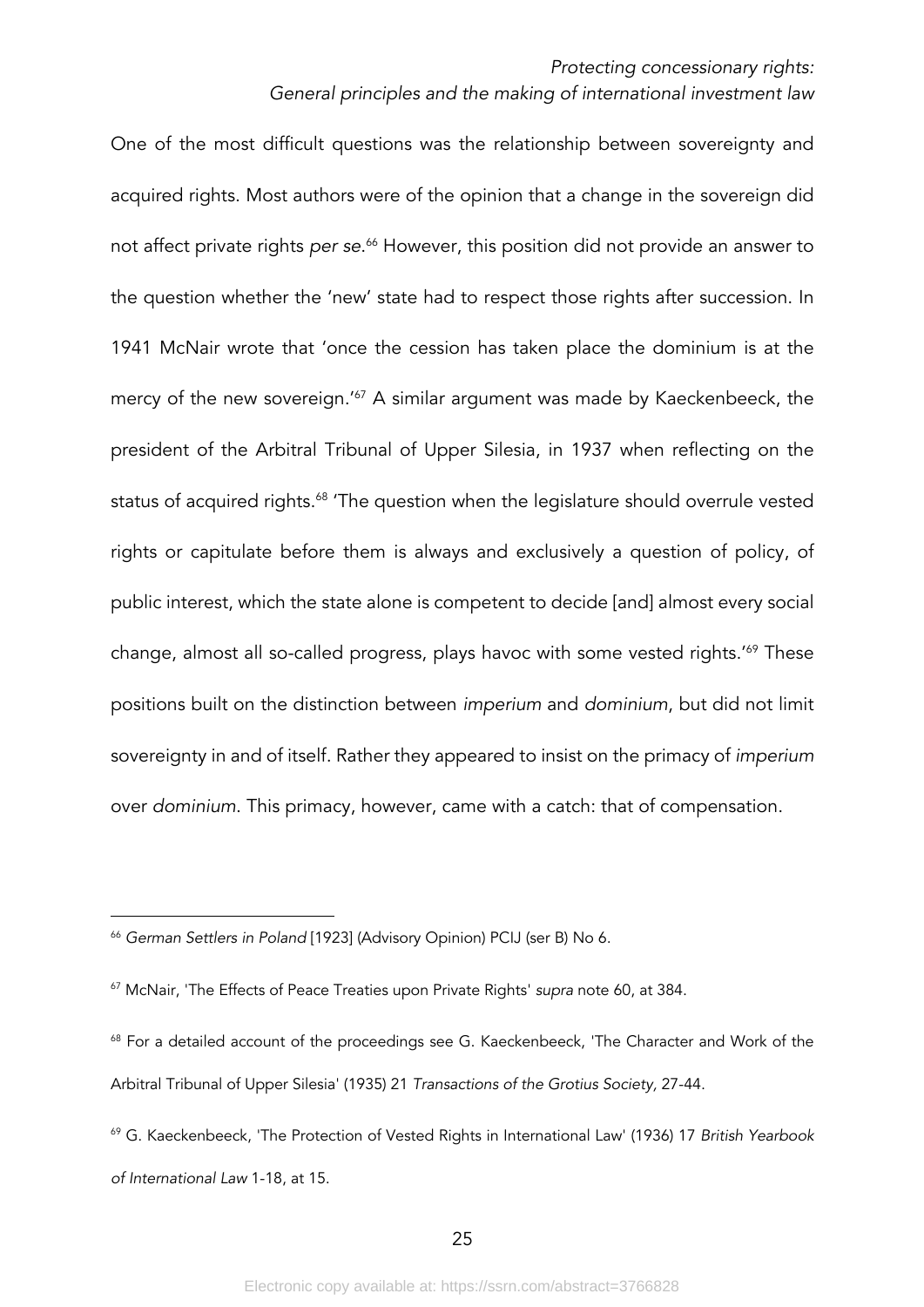One of the most difficult questions was the relationship between sovereignty and acquired rights. Most authors were of the opinion that a change in the sovereign did not affect private rights *per se*.[66] However, this position did not provide an answer to the question whether the 'new' state had to respect those rights after succession. In 1941 McNair wrote that 'once the cession has taken place the dominium is at the mercy of the new sovereign.'[67] A similar argument was made by Kaeckenbeeck, the president of the Arbitral Tribunal of Upper Silesia, in 1937 when reflecting on the status of acquired rights.[68] 'The question when the legislature should overrule vested rights or capitulate before them is always and exclusively a question of policy, of public interest, which the state alone is competent to decide [and] almost every social change, almost all so-called progress, plays havoc with some vested rights.'[69] These positions built on the distinction between *imperium* and *dominium*, but did not limit sovereignty in and of itself. Rather they appeared to insist on the primacy of *imperium* over *dominium*. This primacy, however, came with a catch: that of compensation.

---

[66] *German Settlers in Poland* [1923] (Advisory Opinion) PCIJ (ser B) No 6.

[67] McNair, 'The Effects of Peace Treaties upon Private Rights' *supra* note 60, at 384.

[68] For a detailed account of the proceedings see G. Kaeckenbeeck, 'The Character and Work of the Arbitral Tribunal of Upper Silesia' (1935) 21 *Transactions of the Grotius Society*, 27-44.

[69] G. Kaeckenbeeck, 'The Protection of Vested Rights in International Law' (1936) 17 *British Yearbook of International Law* 1-18, at 15.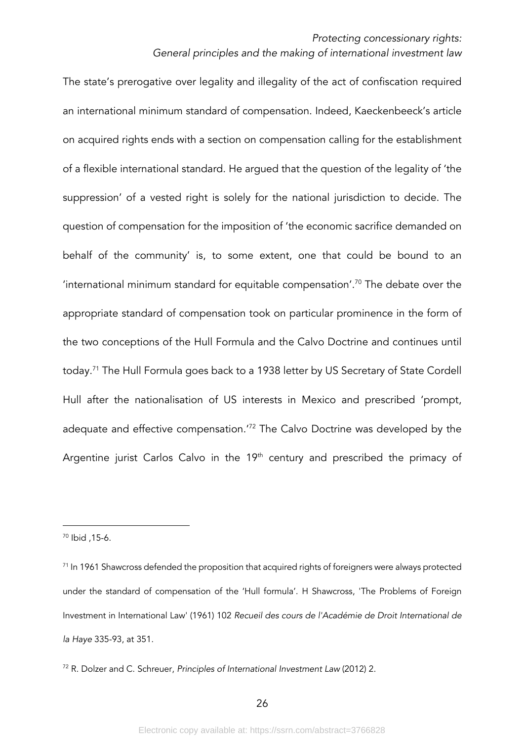The state's prerogative over legality and illegality of the act of confiscation required an international minimum standard of compensation. Indeed, Kaeckenbeeck's article on acquired rights ends with a section on compensation calling for the establishment of a flexible international standard. He argued that the question of the legality of 'the suppression' of a vested right is solely for the national jurisdiction to decide. The question of compensation for the imposition of 'the economic sacrifice demanded on behalf of the community' is, to some extent, one that could be bound to an 'international minimum standard for equitable compensation'.[70] The debate over the appropriate standard of compensation took on particular prominence in the form of the two conceptions of the Hull Formula and the Calvo Doctrine and continues until today.[71] The Hull Formula goes back to a 1938 letter by US Secretary of State Cordell Hull after the nationalisation of US interests in Mexico and prescribed 'prompt, adequate and effective compensation.'[72] The Calvo Doctrine was developed by the Argentine jurist Carlos Calvo in the 19th century and prescribed the primacy of

---

[70] Ibid ,15-6.

[71] In 1961 Shawcross defended the proposition that acquired rights of foreigners were always protected under the standard of compensation of the 'Hull formula'. H Shawcross, 'The Problems of Foreign Investment in International Law' (1961) 102 *Recueil des cours de l'Académie de Droit International de la Haye* 335-93, at 351.

[72] R. Dolzer and C. Schreuer, *Principles of International Investment Law* (2012) 2.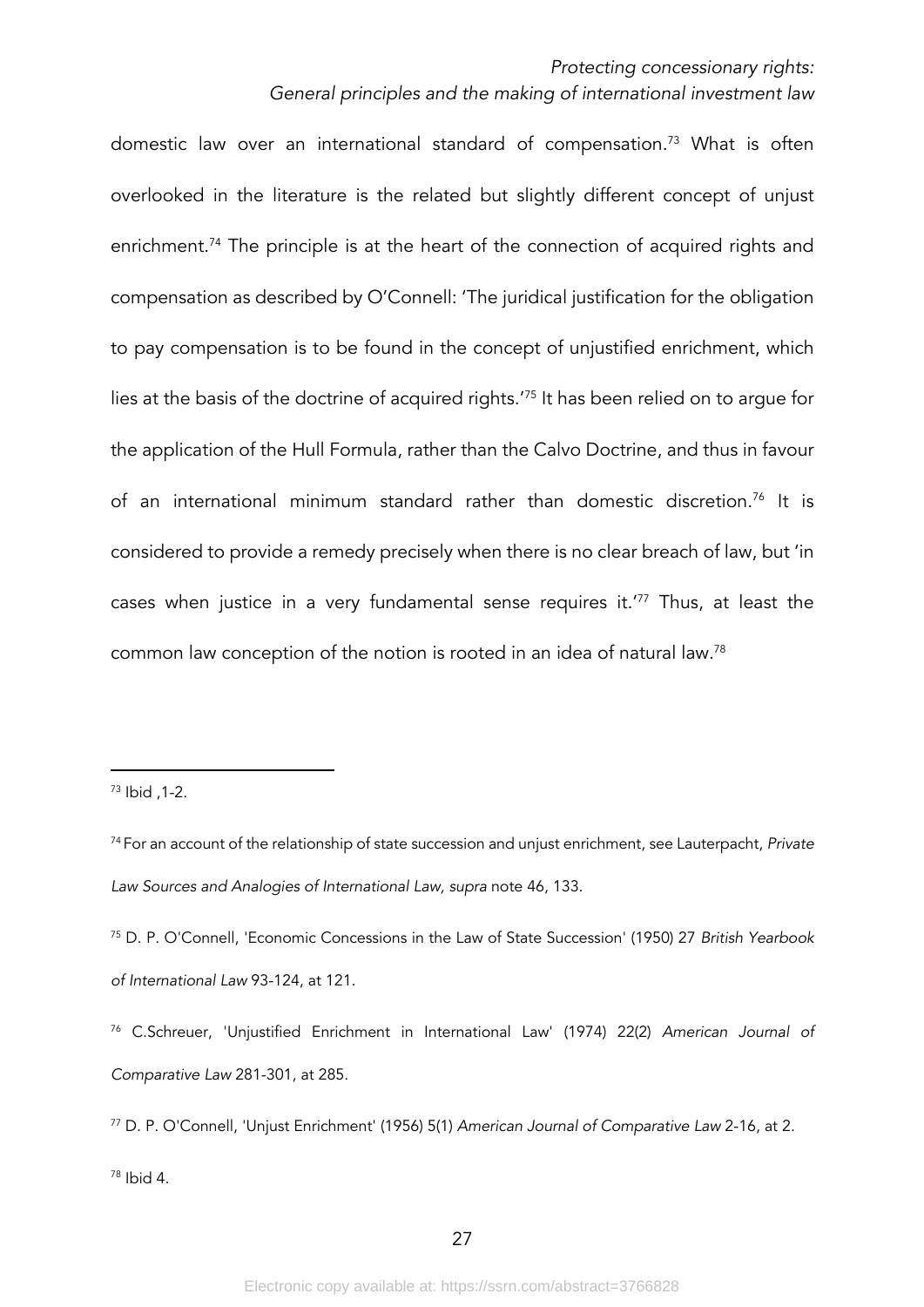domestic law over an international standard of compensation.[73] What is often overlooked in the literature is the related but slightly different concept of unjust enrichment.[74] The principle is at the heart of the connection of acquired rights and compensation as described by O'Connell: 'The juridical justification for the obligation to pay compensation is to be found in the concept of unjustified enrichment, which lies at the basis of the doctrine of acquired rights.'[75] It has been relied on to argue for the application of the Hull Formula, rather than the Calvo Doctrine, and thus in favour of an international minimum standard rather than domestic discretion.[76] It is considered to provide a remedy precisely when there is no clear breach of law, but 'in cases when justice in a very fundamental sense requires it.'[77] Thus, at least the common law conception of the notion is rooted in an idea of natural law.[78]

---

[73] Ibid ,1-2.

[74] For an account of the relationship of state succession and unjust enrichment, see Lauterpacht, *Private Law Sources and Analogies of International Law, supra* note 46, 133.

[75] D. P. O'Connell, 'Economic Concessions in the Law of State Succession' (1950) 27 *British Yearbook of International Law* 93-124, at 121.

[76] C.Schreuer, 'Unjustified Enrichment in International Law' (1974) 22(2) *American Journal of Comparative Law* 281-301, at 285.

[77] D. P. O'Connell, 'Unjust Enrichment' (1956) 5(1) *American Journal of Comparative Law* 2-16, at 2.

[78] Ibid 4.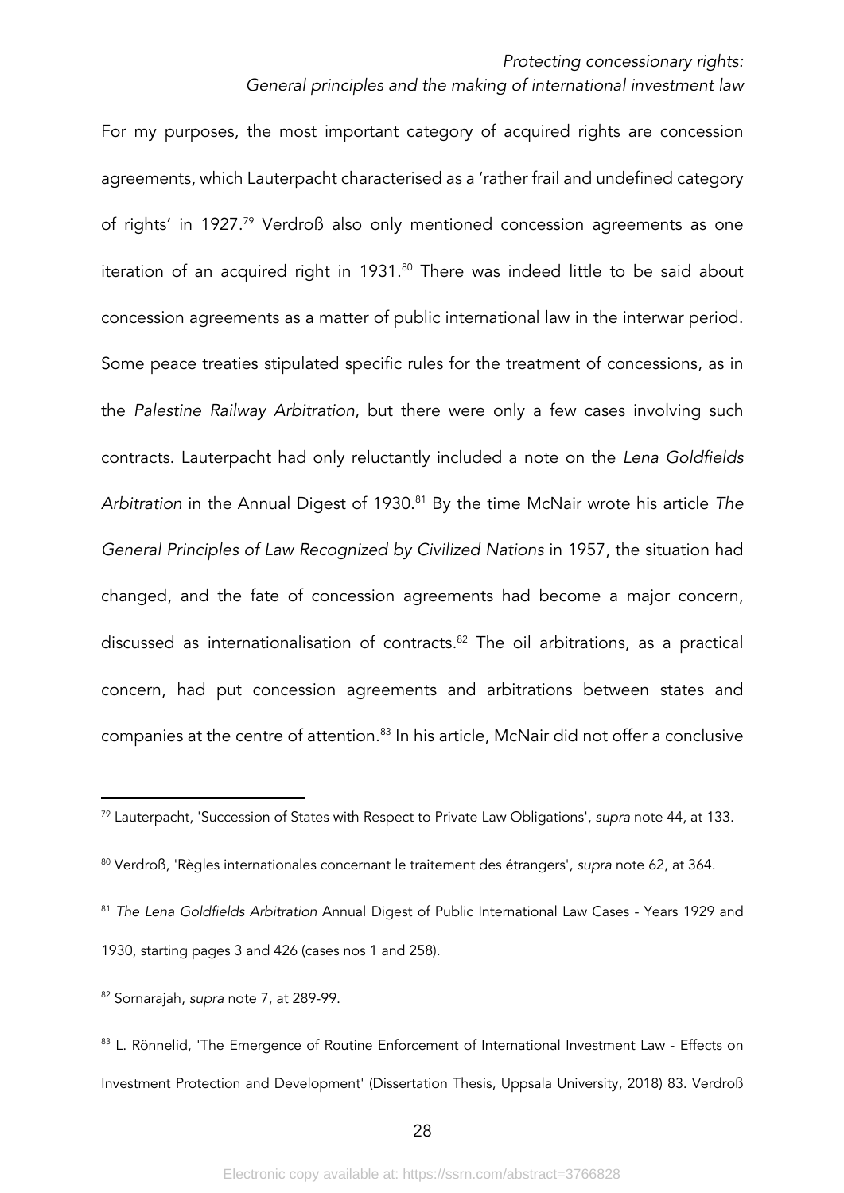For my purposes, the most important category of acquired rights are concession agreements, which Lauterpacht characterised as a 'rather frail and undefined category of rights' in 1927.[79] Verdroß also only mentioned concession agreements as one iteration of an acquired right in 1931.[80] There was indeed little to be said about concession agreements as a matter of public international law in the interwar period. Some peace treaties stipulated specific rules for the treatment of concessions, as in the *Palestine Railway Arbitration*, but there were only a few cases involving such contracts. Lauterpacht had only reluctantly included a note on the *Lena Goldfields Arbitration* in the Annual Digest of 1930.[81] By the time McNair wrote his article *The General Principles of Law Recognized by Civilized Nations* in 1957, the situation had changed, and the fate of concession agreements had become a major concern, discussed as internationalisation of contracts.[82] The oil arbitrations, as a practical concern, had put concession agreements and arbitrations between states and companies at the centre of attention.[83] In his article, McNair did not offer a conclusive

---

[79] Lauterpacht, 'Succession of States with Respect to Private Law Obligations', *supra* note 44, at 133.

[80] Verdroß, 'Règles internationales concernant le traitement des étrangers', *supra* note 62, at 364.

[81] *The Lena Goldfields Arbitration* Annual Digest of Public International Law Cases - Years 1929 and 1930, starting pages 3 and 426 (cases nos 1 and 258).

[82] Sornarajah, *supra* note 7, at 289-99.

[83] L. Rönnelid, 'The Emergence of Routine Enforcement of International Investment Law - Effects on Investment Protection and Development' (Dissertation Thesis, Uppsala University, 2018) 83. Verdroß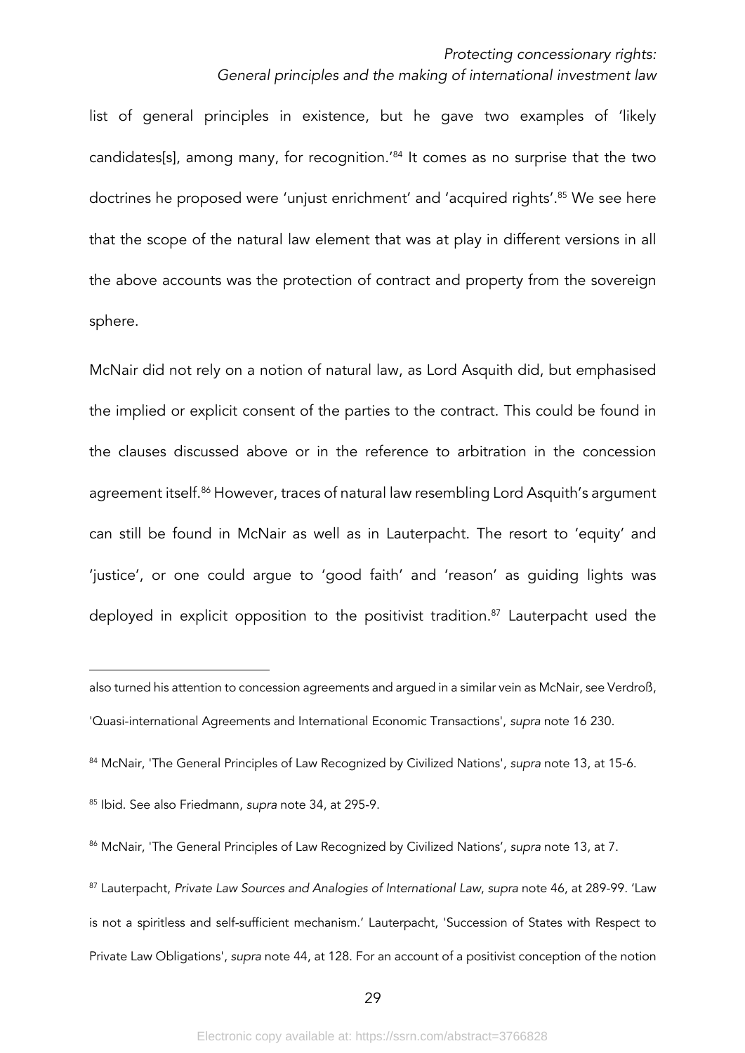list of general principles in existence, but he gave two examples of 'likely candidates[s], among many, for recognition.'[84] It comes as no surprise that the two doctrines he proposed were 'unjust enrichment' and 'acquired rights'.[85] We see here that the scope of the natural law element that was at play in different versions in all the above accounts was the protection of contract and property from the sovereign sphere.

McNair did not rely on a notion of natural law, as Lord Asquith did, but emphasised the implied or explicit consent of the parties to the contract. This could be found in the clauses discussed above or in the reference to arbitration in the concession agreement itself.[86] However, traces of natural law resembling Lord Asquith's argument can still be found in McNair as well as in Lauterpacht. The resort to 'equity' and 'justice', or one could argue to 'good faith' and 'reason' as guiding lights was deployed in explicit opposition to the positivist tradition.[87] Lauterpacht used the

---

also turned his attention to concession agreements and argued in a similar vein as McNair, see Verdroß, 'Quasi-international Agreements and International Economic Transactions', *supra* note 16 230.

[84] McNair, 'The General Principles of Law Recognized by Civilized Nations', *supra* note 13, at 15-6.

[85] Ibid. See also Friedmann, *supra* note 34, at 295-9.

[86] McNair, 'The General Principles of Law Recognized by Civilized Nations', *supra* note 13, at 7.

[87] Lauterpacht, *Private Law Sources and Analogies of International Law*, *supra* note 46, at 289-99. 'Law is not a spiritless and self-sufficient mechanism.' Lauterpacht, 'Succession of States with Respect to Private Law Obligations', *supra* note 44, at 128. For an account of a positivist conception of the notion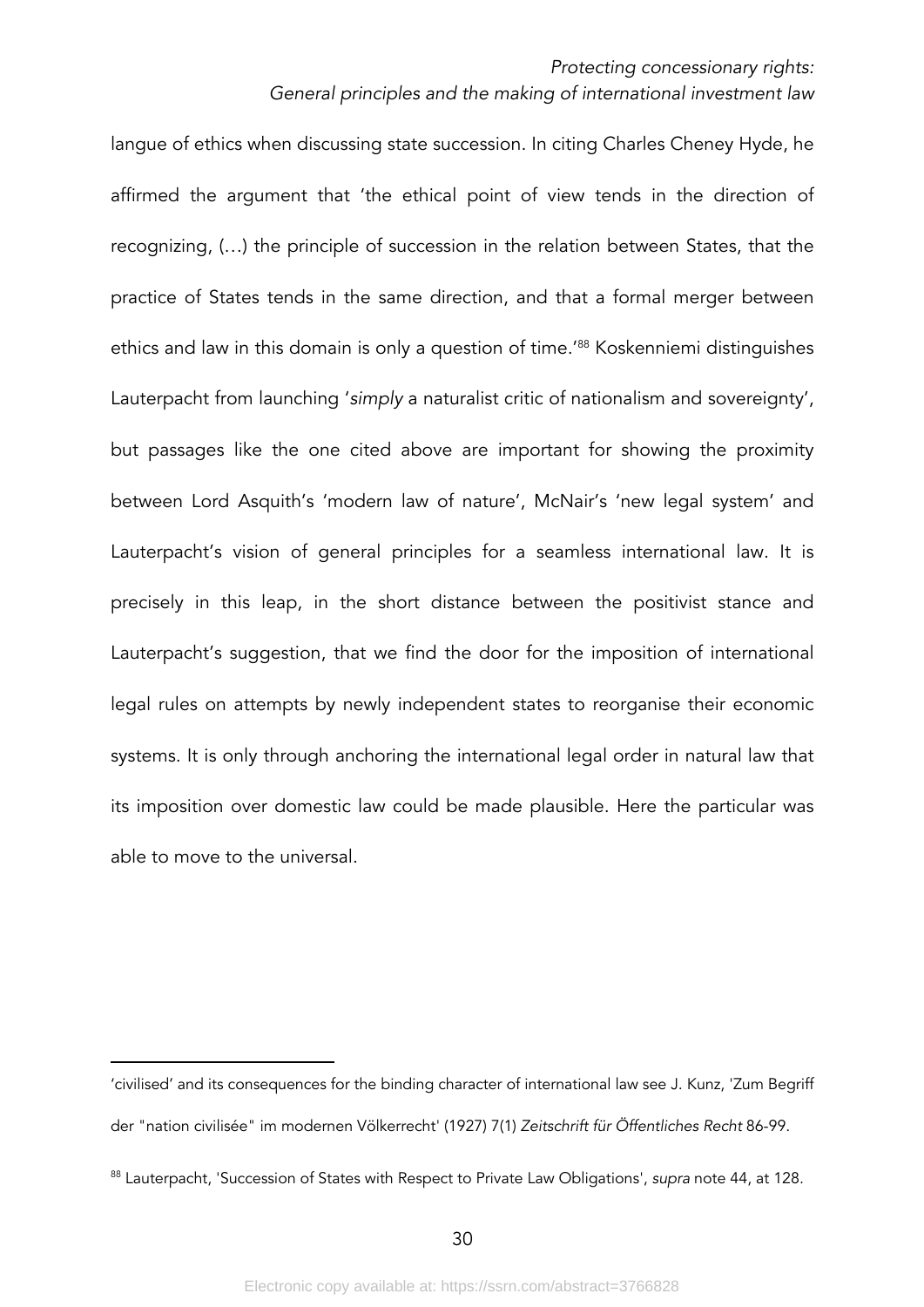langue of ethics when discussing state succession. In citing Charles Cheney Hyde, he affirmed the argument that 'the ethical point of view tends in the direction of recognizing, (…) the principle of succession in the relation between States, that the practice of States tends in the same direction, and that a formal merger between ethics and law in this domain is only a question of time.'[88] Koskenniemi distinguishes Lauterpacht from launching '*simply* a naturalist critic of nationalism and sovereignty', but passages like the one cited above are important for showing the proximity between Lord Asquith's 'modern law of nature', McNair's 'new legal system' and Lauterpacht's vision of general principles for a seamless international law. It is precisely in this leap, in the short distance between the positivist stance and Lauterpacht's suggestion, that we find the door for the imposition of international legal rules on attempts by newly independent states to reorganise their economic systems. It is only through anchoring the international legal order in natural law that its imposition over domestic law could be made plausible. Here the particular was able to move to the universal.

---

'civilised' and its consequences for the binding character of international law see J. Kunz, 'Zum Begriff der "nation civilisée" im modernen Völkerrecht' (1927) 7(1) *Zeitschrift für Öffentliches Recht* 86-99.

[88] Lauterpacht, 'Succession of States with Respect to Private Law Obligations', *supra* note 44, at 128.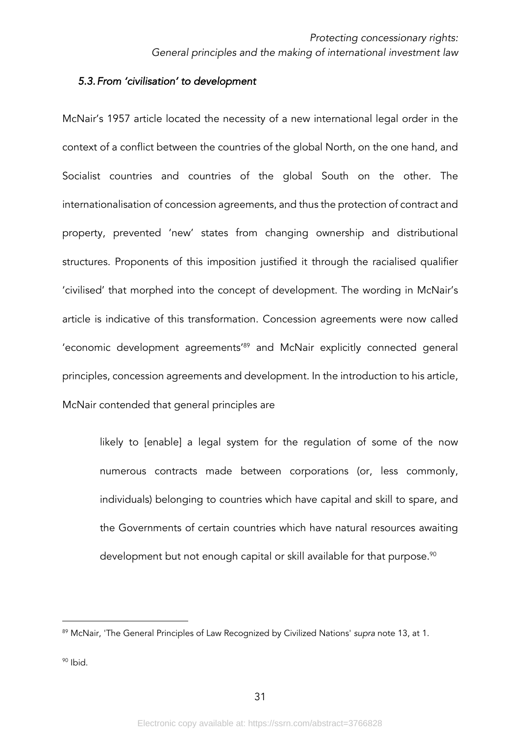### 5.3. From 'civilisation' to development

McNair's 1957 article located the necessity of a new international legal order in the context of a conflict between the countries of the global North, on the one hand, and Socialist countries and countries of the global South on the other. The internationalisation of concession agreements, and thus the protection of contract and property, prevented 'new' states from changing ownership and distributional structures. Proponents of this imposition justified it through the racialised qualifier 'civilised' that morphed into the concept of development. The wording in McNair's article is indicative of this transformation. Concession agreements were now called 'economic development agreements'[89] and McNair explicitly connected general principles, concession agreements and development. In the introduction to his article, McNair contended that general principles are

> likely to [enable] a legal system for the regulation of some of the now numerous contracts made between corporations (or, less commonly, individuals) belonging to countries which have capital and skill to spare, and the Governments of certain countries which have natural resources awaiting development but not enough capital or skill available for that purpose.[90]

---

[89] McNair, 'The General Principles of Law Recognized by Civilized Nations' *supra* note 13, at 1.

[90] Ibid.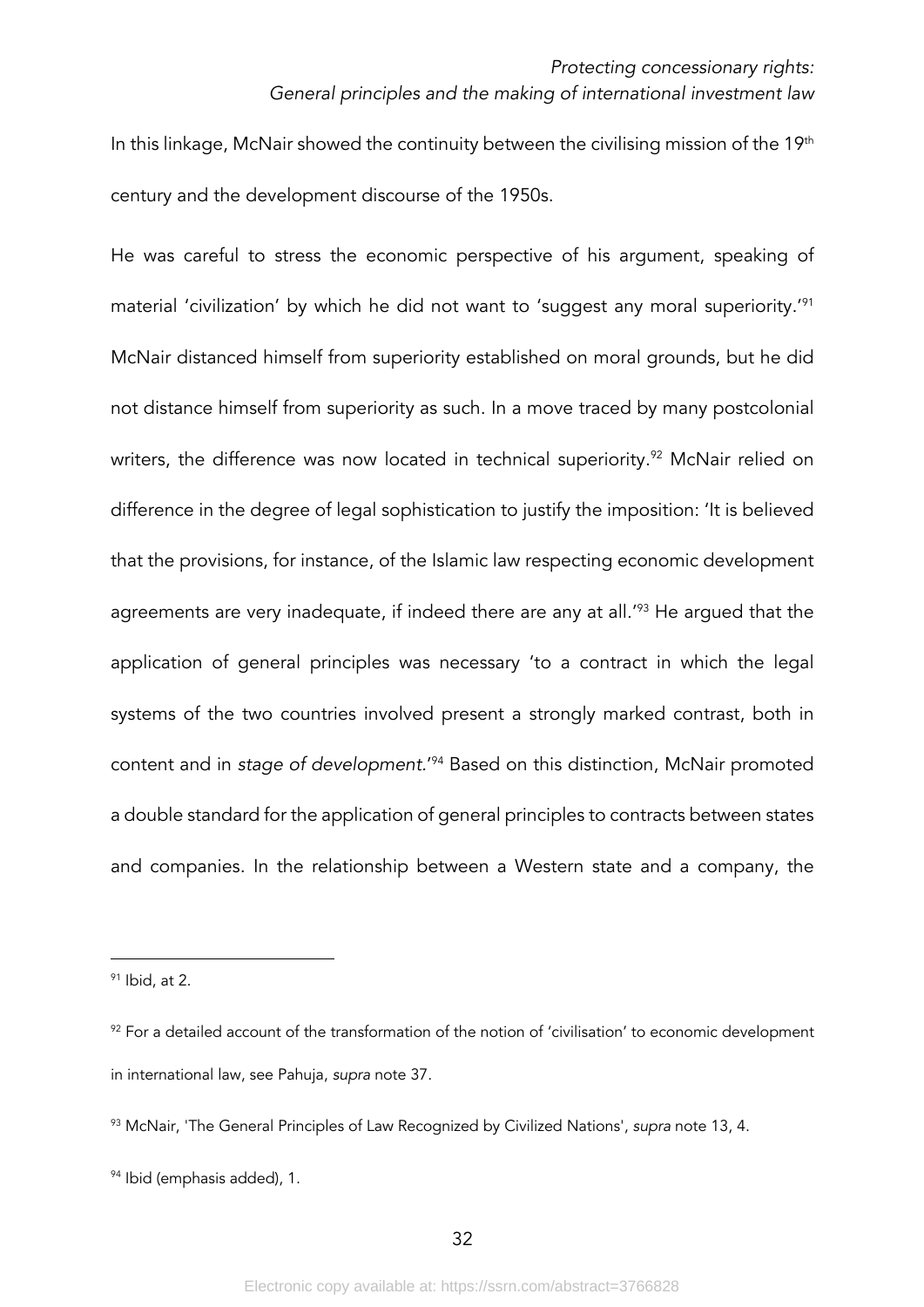In this linkage, McNair showed the continuity between the civilising mission of the 19th century and the development discourse of the 1950s.

He was careful to stress the economic perspective of his argument, speaking of material 'civilization' by which he did not want to 'suggest any moral superiority.'[91] McNair distanced himself from superiority established on moral grounds, but he did not distance himself from superiority as such. In a move traced by many postcolonial writers, the difference was now located in technical superiority.[92] McNair relied on difference in the degree of legal sophistication to justify the imposition: 'It is believed that the provisions, for instance, of the Islamic law respecting economic development agreements are very inadequate, if indeed there are any at all.'[93] He argued that the application of general principles was necessary 'to a contract in which the legal systems of the two countries involved present a strongly marked contrast, both in content and in *stage of development.*'[94] Based on this distinction, McNair promoted a double standard for the application of general principles to contracts between states and companies. In the relationship between a Western state and a company, the

---

[91] Ibid, at 2.

[92] For a detailed account of the transformation of the notion of 'civilisation' to economic development in international law, see Pahuja, *supra* note 37.

[93] McNair, 'The General Principles of Law Recognized by Civilized Nations', *supra* note 13, 4.

[94] Ibid (emphasis added), 1.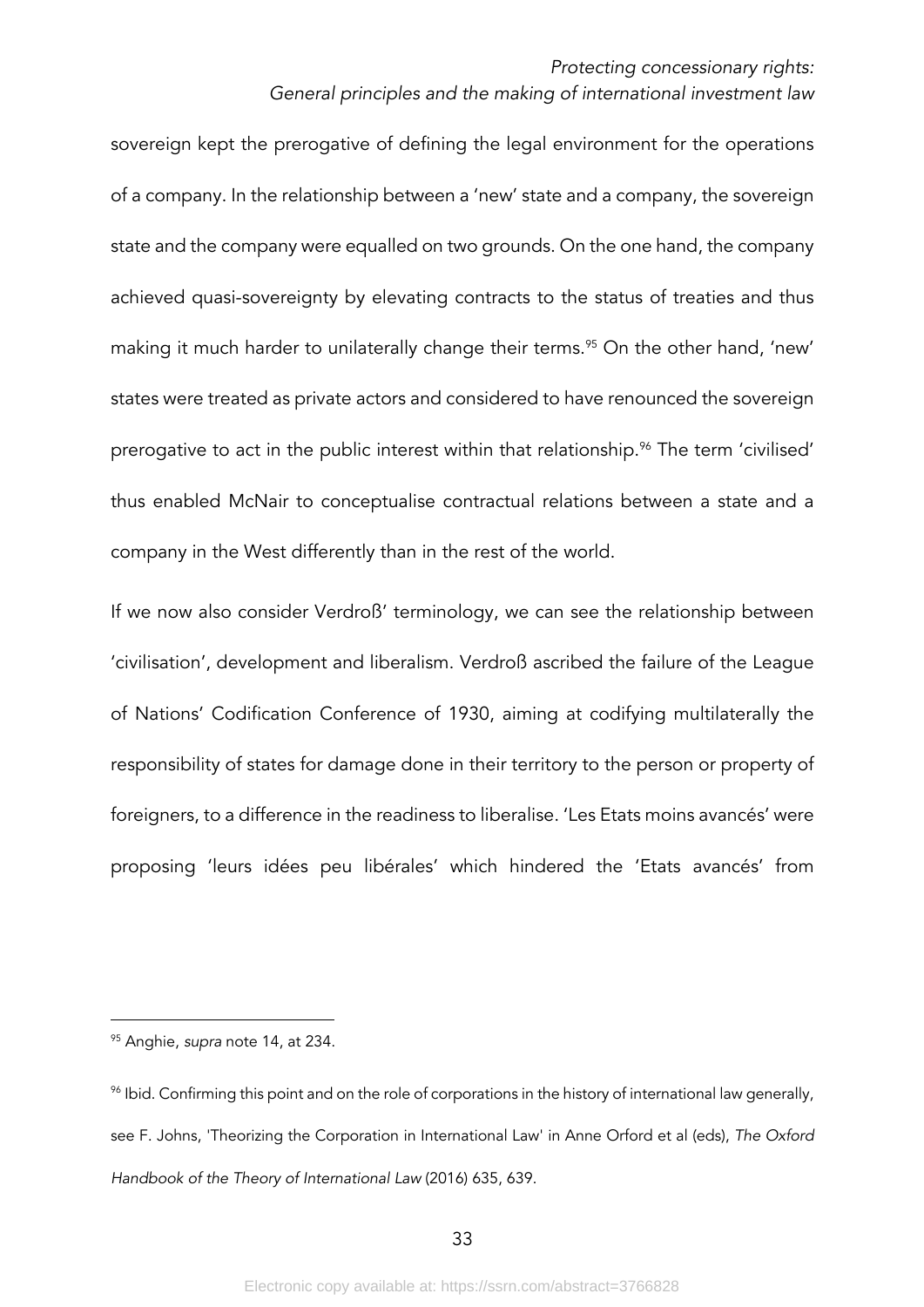sovereign kept the prerogative of defining the legal environment for the operations of a company. In the relationship between a 'new' state and a company, the sovereign state and the company were equalled on two grounds. On the one hand, the company achieved quasi-sovereignty by elevating contracts to the status of treaties and thus making it much harder to unilaterally change their terms.[95] On the other hand, 'new' states were treated as private actors and considered to have renounced the sovereign prerogative to act in the public interest within that relationship.[96] The term 'civilised' thus enabled McNair to conceptualise contractual relations between a state and a company in the West differently than in the rest of the world.

If we now also consider Verdroß' terminology, we can see the relationship between 'civilisation', development and liberalism. Verdroß ascribed the failure of the League of Nations' Codification Conference of 1930, aiming at codifying multilaterally the responsibility of states for damage done in their territory to the person or property of foreigners, to a difference in the readiness to liberalise. 'Les Etats moins avancés' were proposing 'leurs idées peu libérales' which hindered the 'Etats avancés' from

---

[95] Anghie, *supra* note 14, at 234.

[96] Ibid. Confirming this point and on the role of corporations in the history of international law generally, see F. Johns, 'Theorizing the Corporation in International Law' in Anne Orford et al (eds), *The Oxford Handbook of the Theory of International Law* (2016) 635, 639.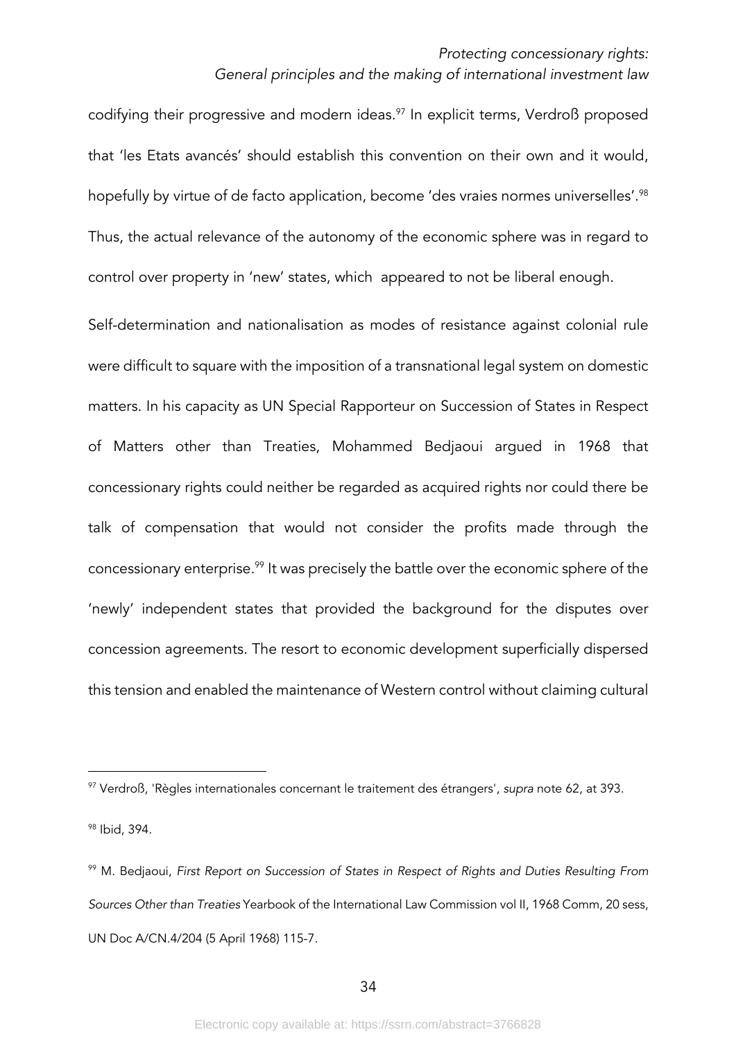codifying their progressive and modern ideas.[97] In explicit terms, Verdroß proposed that 'les Etats avancés' should establish this convention on their own and it would, hopefully by virtue of de facto application, become 'des vraies normes universelles'.[98] Thus, the actual relevance of the autonomy of the economic sphere was in regard to control over property in 'new' states, which appeared to not be liberal enough.

Self-determination and nationalisation as modes of resistance against colonial rule were difficult to square with the imposition of a transnational legal system on domestic matters. In his capacity as UN Special Rapporteur on Succession of States in Respect of Matters other than Treaties, Mohammed Bedjaoui argued in 1968 that concessionary rights could neither be regarded as acquired rights nor could there be talk of compensation that would not consider the profits made through the concessionary enterprise.[99] It was precisely the battle over the economic sphere of the 'newly' independent states that provided the background for the disputes over concession agreements. The resort to economic development superficially dispersed this tension and enabled the maintenance of Western control without claiming cultural

---

[97] Verdroß, 'Règles internationales concernant le traitement des étrangers', *supra* note 62, at 393.

[98] Ibid, 394.

[99] M. Bedjaoui, *First Report on Succession of States in Respect of Rights and Duties Resulting From Sources Other than Treaties* Yearbook of the International Law Commission vol II, 1968 Comm, 20 sess, UN Doc A/CN.4/204 (5 April 1968) 115-7.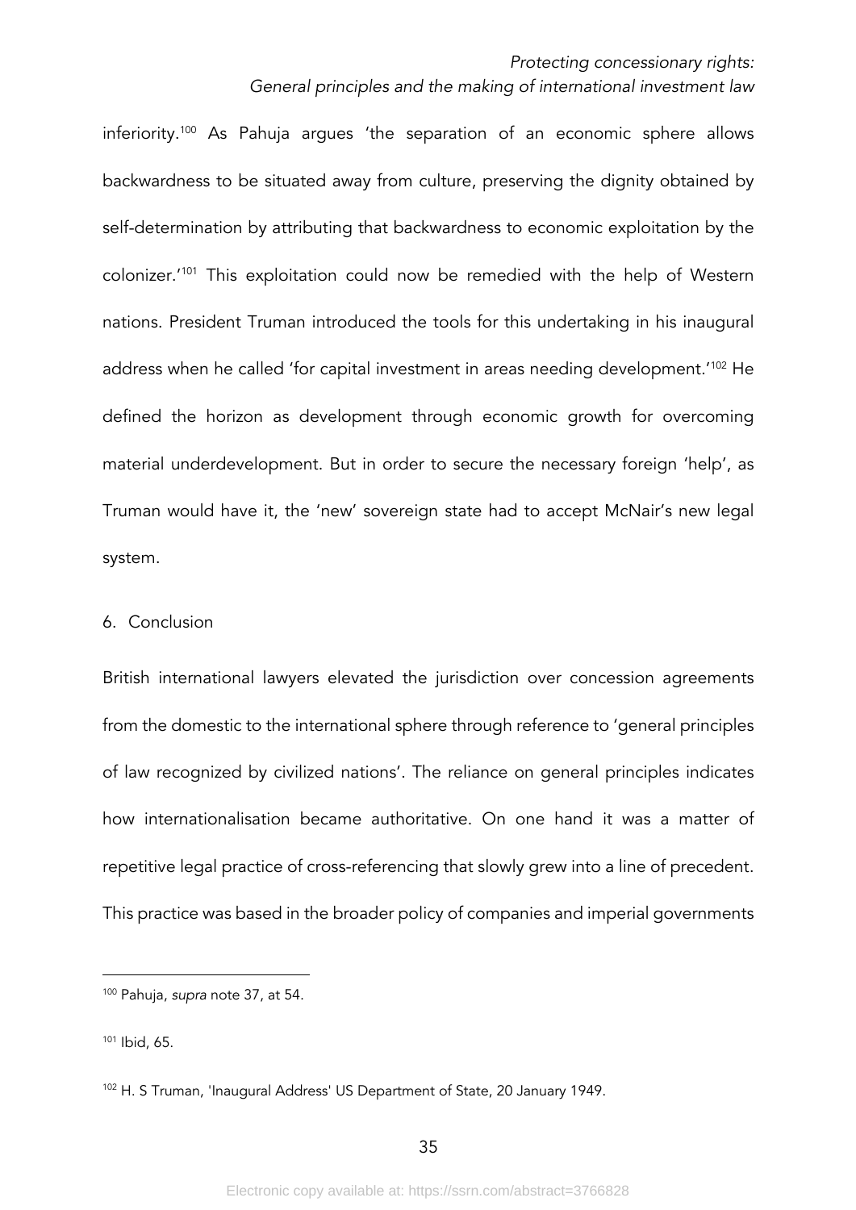inferiority.[100] As Pahuja argues 'the separation of an economic sphere allows backwardness to be situated away from culture, preserving the dignity obtained by self-determination by attributing that backwardness to economic exploitation by the colonizer.'[101] This exploitation could now be remedied with the help of Western nations. President Truman introduced the tools for this undertaking in his inaugural address when he called 'for capital investment in areas needing development.'[102] He defined the horizon as development through economic growth for overcoming material underdevelopment. But in order to secure the necessary foreign 'help', as Truman would have it, the 'new' sovereign state had to accept McNair's new legal system.

## 6. Conclusion

British international lawyers elevated the jurisdiction over concession agreements from the domestic to the international sphere through reference to 'general principles of law recognized by civilized nations'. The reliance on general principles indicates how internationalisation became authoritative. On one hand it was a matter of repetitive legal practice of cross-referencing that slowly grew into a line of precedent. This practice was based in the broader policy of companies and imperial governments

---

[100] Pahuja, *supra* note 37, at 54.

[101] Ibid, 65.

[102] H. S Truman, 'Inaugural Address' US Department of State, 20 January 1949.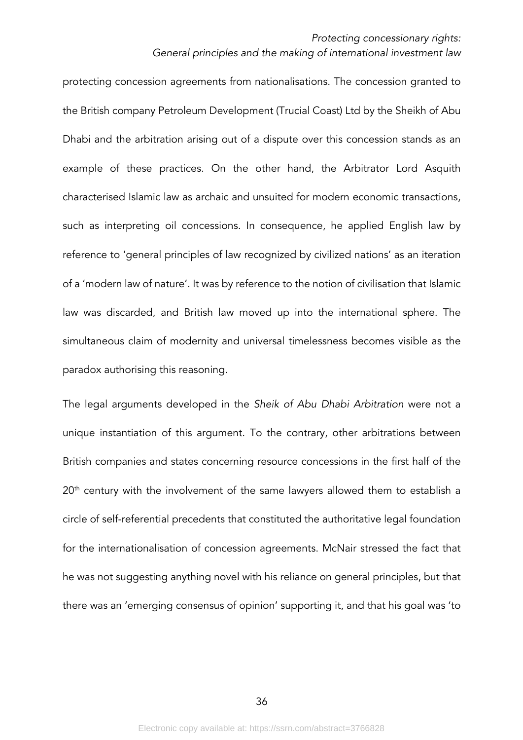protecting concession agreements from nationalisations. The concession granted to the British company Petroleum Development (Trucial Coast) Ltd by the Sheikh of Abu Dhabi and the arbitration arising out of a dispute over this concession stands as an example of these practices. On the other hand, the Arbitrator Lord Asquith characterised Islamic law as archaic and unsuited for modern economic transactions, such as interpreting oil concessions. In consequence, he applied English law by reference to 'general principles of law recognized by civilized nations' as an iteration of a 'modern law of nature'. It was by reference to the notion of civilisation that Islamic law was discarded, and British law moved up into the international sphere. The simultaneous claim of modernity and universal timelessness becomes visible as the paradox authorising this reasoning.

The legal arguments developed in the *Sheik of Abu Dhabi Arbitration* were not a unique instantiation of this argument. To the contrary, other arbitrations between British companies and states concerning resource concessions in the first half of the 20th century with the involvement of the same lawyers allowed them to establish a circle of self-referential precedents that constituted the authoritative legal foundation for the internationalisation of concession agreements. McNair stressed the fact that he was not suggesting anything novel with his reliance on general principles, but that there was an 'emerging consensus of opinion' supporting it, and that his goal was 'to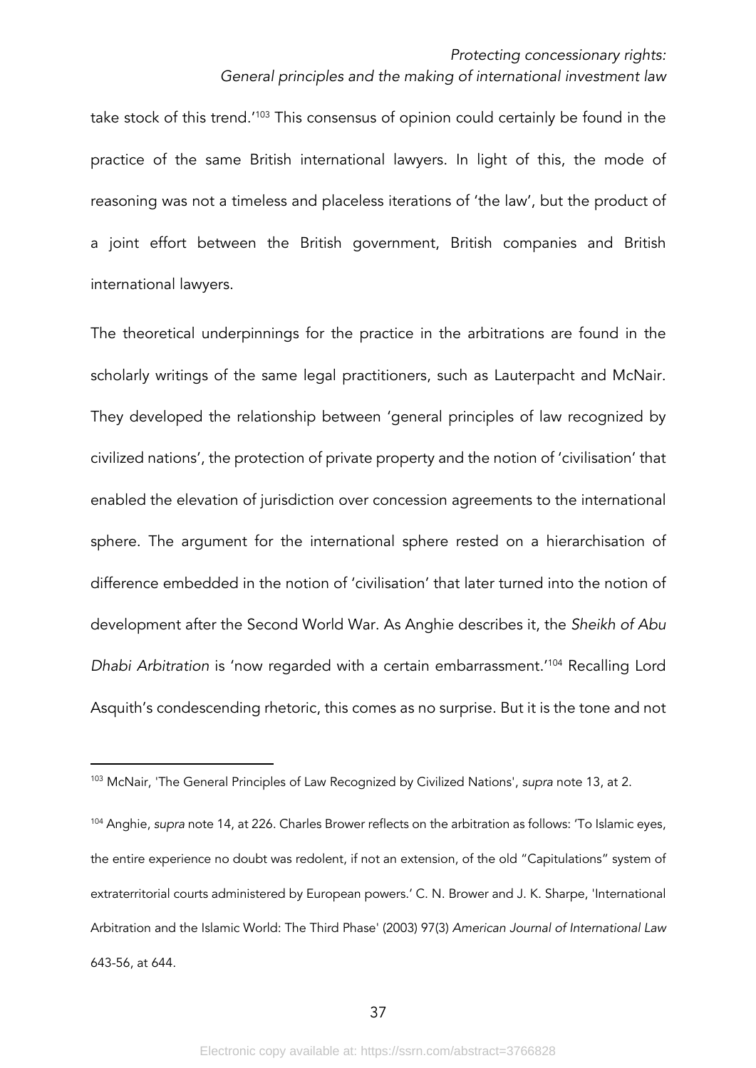take stock of this trend.'[103] This consensus of opinion could certainly be found in the practice of the same British international lawyers. In light of this, the mode of reasoning was not a timeless and placeless iterations of 'the law', but the product of a joint effort between the British government, British companies and British international lawyers.

The theoretical underpinnings for the practice in the arbitrations are found in the scholarly writings of the same legal practitioners, such as Lauterpacht and McNair. They developed the relationship between 'general principles of law recognized by civilized nations', the protection of private property and the notion of 'civilisation' that enabled the elevation of jurisdiction over concession agreements to the international sphere. The argument for the international sphere rested on a hierarchisation of difference embedded in the notion of 'civilisation' that later turned into the notion of development after the Second World War. As Anghie describes it, the *Sheikh of Abu Dhabi Arbitration* is 'now regarded with a certain embarrassment.'[104] Recalling Lord Asquith's condescending rhetoric, this comes as no surprise. But it is the tone and not

---

[103] McNair, 'The General Principles of Law Recognized by Civilized Nations', *supra* note 13, at 2.

[104] Anghie, *supra* note 14, at 226. Charles Brower reflects on the arbitration as follows: 'To Islamic eyes, the entire experience no doubt was redolent, if not an extension, of the old "Capitulations" system of extraterritorial courts administered by European powers.' C. N. Brower and J. K. Sharpe, 'International Arbitration and the Islamic World: The Third Phase' (2003) 97(3) *American Journal of International Law* 643-56, at 644.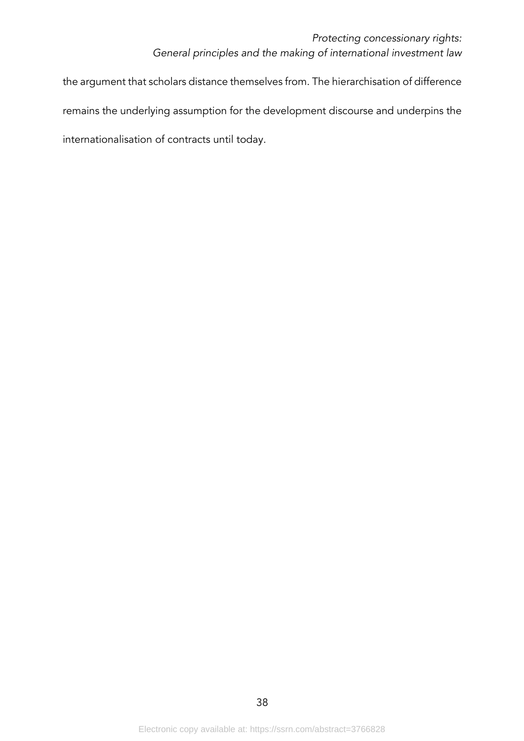the argument that scholars distance themselves from. The hierarchisation of difference remains the underlying assumption for the development discourse and underpins the internationalisation of contracts until today.